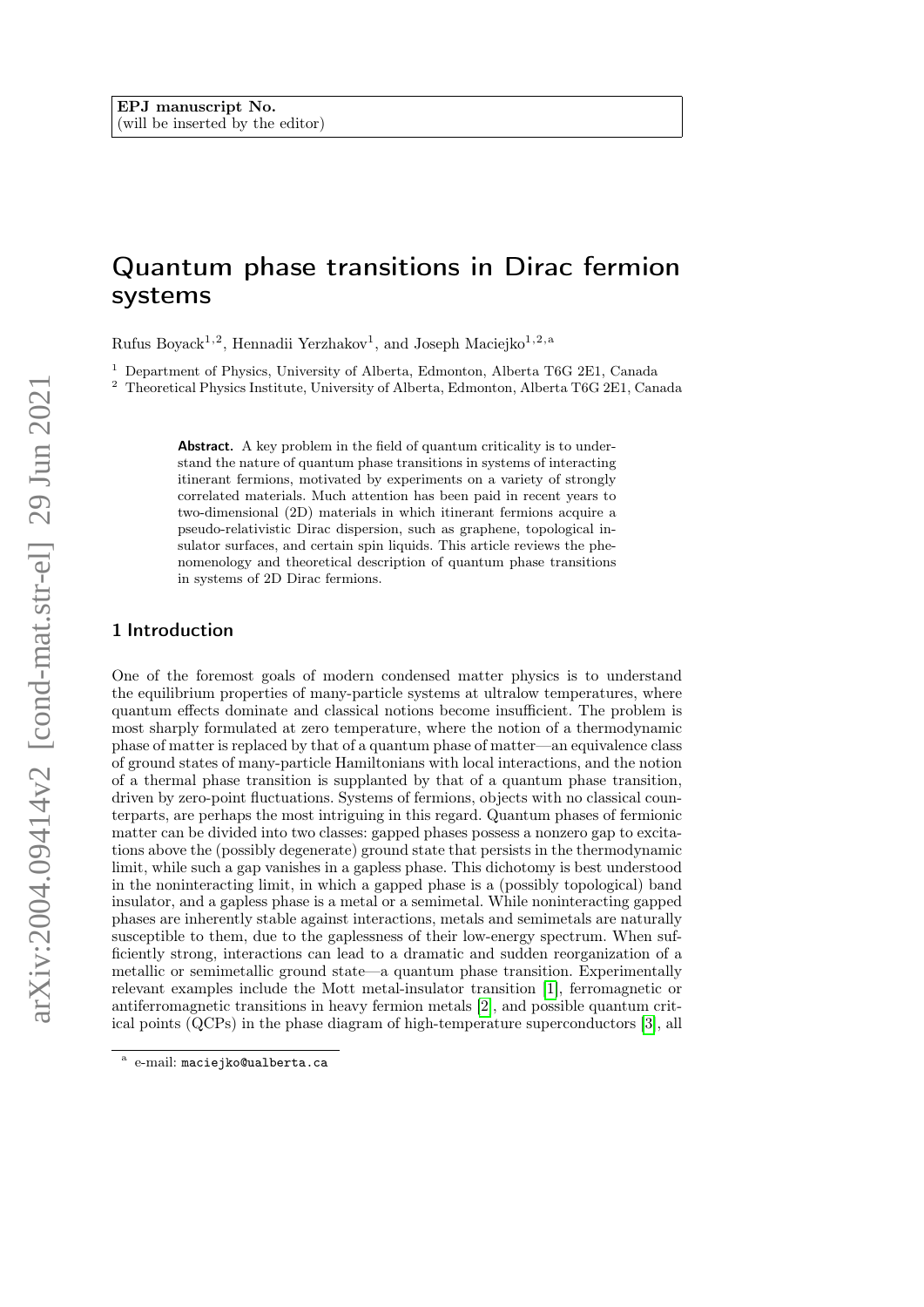EPJ manuscript No.
(will be inserted by the editor)

# Quantum phase transitions in Dirac fermion systems

Rufus Boyack[1,2], Hennadii Yerzhakov[1], and Joseph Maciejko[1,2,a]

[1] Department of Physics, University of Alberta, Edmonton, Alberta T6G 2E1, Canada

[2] Theoretical Physics Institute, University of Alberta, Edmonton, Alberta T6G 2E1, Canada

**Abstract.** A key problem in the field of quantum criticality is to understand the nature of quantum phase transitions in systems of interacting itinerant fermions, motivated by experiments on a variety of strongly correlated materials. Much attention has been paid in recent years to two-dimensional (2D) materials in which itinerant fermions acquire a pseudo-relativistic Dirac dispersion, such as graphene, topological insulator surfaces, and certain spin liquids. This article reviews the phenomenology and theoretical description of quantum phase transitions in systems of 2D Dirac fermions.

## 1 Introduction

One of the foremost goals of modern condensed matter physics is to understand the equilibrium properties of many-particle systems at ultralow temperatures, where quantum effects dominate and classical notions become insufficient. The problem is most sharply formulated at zero temperature, where the notion of a thermodynamic phase of matter is replaced by that of a quantum phase of matter—an equivalence class of ground states of many-particle Hamiltonians with local interactions, and the notion of a thermal phase transition is supplanted by that of a quantum phase transition, driven by zero-point fluctuations. Systems of fermions, objects with no classical counterparts, are perhaps the most intriguing in this regard. Quantum phases of fermionic matter can be divided into two classes: gapped phases possess a nonzero gap to excitations above the (possibly degenerate) ground state that persists in the thermodynamic limit, while such a gap vanishes in a gapless phase. This dichotomy is best understood in the noninteracting limit, in which a gapped phase is a (possibly topological) band insulator, and a gapless phase is a metal or a semimetal. While noninteracting gapped phases are inherently stable against interactions, metals and semimetals are naturally susceptible to them, due to the gaplessness of their low-energy spectrum. When sufficiently strong, interactions can lead to a dramatic and sudden reorganization of a metallic or semimetallic ground state—a quantum phase transition. Experimentally relevant examples include the Mott metal-insulator transition [1], ferromagnetic or antiferromagnetic transitions in heavy fermion metals [2], and possible quantum critical points (QCPs) in the phase diagram of high-temperature superconductors [3], all

[a] e-mail: maciejko@ualberta.ca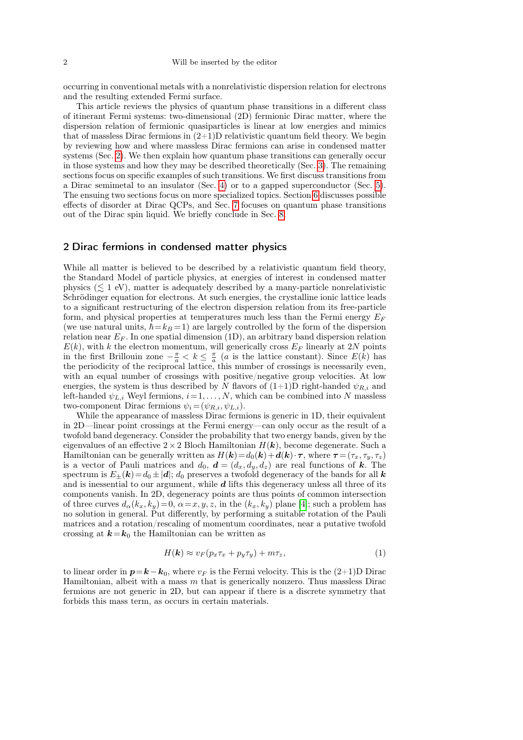occurring in conventional metals with a nonrelativistic dispersion relation for electrons and the resulting extended Fermi surface.

This article reviews the physics of quantum phase transitions in a different class of itinerant Fermi systems: two-dimensional (2D) fermionic Dirac matter, where the dispersion relation of fermionic quasiparticles is linear at low energies and mimics that of massless Dirac fermions in (2+1)D relativistic quantum field theory. We begin by reviewing how and where massless Dirac fermions can arise in condensed matter systems (Sec. 2). We then explain how quantum phase transitions can generally occur in those systems and how they may be described theoretically (Sec. 3). The remaining sections focus on specific examples of such transitions. We first discuss transitions from a Dirac semimetal to an insulator (Sec. 4) or to a gapped superconductor (Sec. 5). The ensuing two sections focus on more specialized topics. Section 6 discusses possible effects of disorder at Dirac QCPs, and Sec. 7 focuses on quantum phase transitions out of the Dirac spin liquid. We briefly conclude in Sec. 8.

## 2 Dirac fermions in condensed matter physics

While all matter is believed to be described by a relativistic quantum field theory, the Standard Model of particle physics, at energies of interest in condensed matter physics ($\lesssim 1$ eV), matter is adequately described by a many-particle nonrelativistic Schrödinger equation for electrons. At such energies, the crystalline ionic lattice leads to a significant restructuring of the electron dispersion relation from its free-particle form, and physical properties at temperatures much less than the Fermi energy $E_F$ (we use natural units, $\hbar = k_B = 1$) are largely controlled by the form of the dispersion relation near $E_F$. In one spatial dimension (1D), an arbitrary band dispersion relation $E(k)$, with $k$ the electron momentum, will generically cross $E_F$ linearly at $2N$ points in the first Brillouin zone $-\frac{\pi}{a} < k \leq \frac{\pi}{a}$ ($a$ is the lattice constant). Since $E(k)$ has the periodicity of the reciprocal lattice, this number of crossings is necessarily even, with an equal number of crossings with positive/negative group velocities. At low energies, the system is thus described by $N$ flavors of (1+1)D right-handed $\psi_{R,i}$ and left-handed $\psi_{L,i}$ Weyl fermions, $i = 1, \ldots, N$, which can be combined into $N$ massless two-component Dirac fermions $\psi_i = (\psi_{R,i}, \psi_{L,i})$.

While the appearance of massless Dirac fermions is generic in 1D, their equivalent in 2D—linear point crossings at the Fermi energy—can only occur as the result of a twofold band degeneracy. Consider the probability that two energy bands, given by the eigenvalues of an effective $2 \times 2$ Bloch Hamiltonian $H(\boldsymbol{k})$, become degenerate. Such a Hamiltonian can be generally written as $H(\boldsymbol{k}) = d_0(\boldsymbol{k}) + \boldsymbol{d}(\boldsymbol{k}) \cdot \boldsymbol{\tau}$, where $\boldsymbol{\tau} = (\tau_x, \tau_y, \tau_z)$ is a vector of Pauli matrices and $d_0$, $\boldsymbol{d} = (d_x, d_y, d_z)$ are real functions of $\boldsymbol{k}$. The spectrum is $E_\pm(\boldsymbol{k}) = d_0 \pm |\boldsymbol{d}|$; $d_0$ preserves a twofold degeneracy of the bands for all $\boldsymbol{k}$ and is inessential to our argument, while $\boldsymbol{d}$ lifts this degeneracy unless all three of its components vanish. In 2D, degeneracy points are thus points of common intersection of three curves $d_\alpha(k_x, k_y) = 0$, $\alpha = x, y, z$, in the $(k_x, k_y)$ plane [4]; such a problem has no solution in general. Put differently, by performing a suitable rotation of the Pauli matrices and a rotation/rescaling of momentum coordinates, near a putative twofold crossing at $\boldsymbol{k} = \boldsymbol{k}_0$ the Hamiltonian can be written as

$$H(\boldsymbol{k}) \approx v_F(p_x \tau_x + p_y \tau_y) + m\tau_z, \tag{1}$$

to linear order in $\boldsymbol{p} = \boldsymbol{k} - \boldsymbol{k}_0$, where $v_F$ is the Fermi velocity. This is the (2+1)D Dirac Hamiltonian, albeit with a mass $m$ that is generically nonzero. Thus massless Dirac fermions are not generic in 2D, but can appear if there is a discrete symmetry that forbids this mass term, as occurs in certain materials.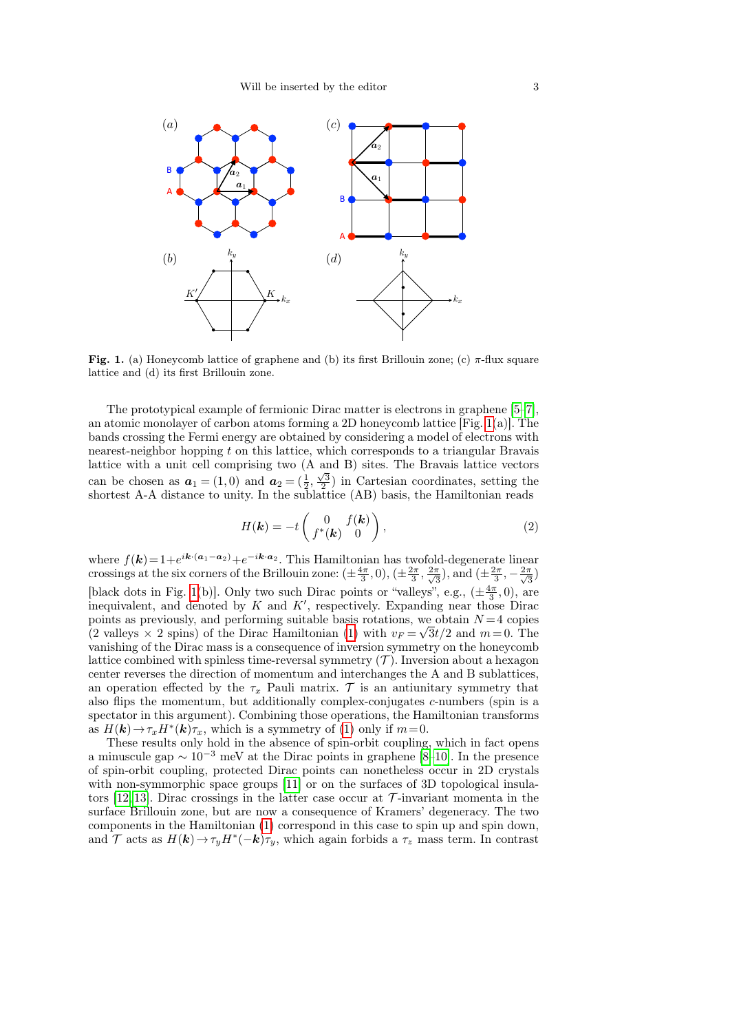**Fig. 1.** (a) Honeycomb lattice of graphene and (b) its first Brillouin zone; (c) $\pi$-flux square lattice and (d) its first Brillouin zone.

The prototypical example of fermionic Dirac matter is electrons in graphene [5–7], an atomic monolayer of carbon atoms forming a 2D honeycomb lattice [Fig. 1(a)]. The bands crossing the Fermi energy are obtained by considering a model of electrons with nearest-neighbor hopping $t$ on this lattice, which corresponds to a triangular Bravais lattice with a unit cell comprising two (A and B) sites. The Bravais lattice vectors can be chosen as $\boldsymbol{a}_1 = (1, 0)$ and $\boldsymbol{a}_2 = (\frac{1}{2}, \frac{\sqrt{3}}{2})$ in Cartesian coordinates, setting the shortest A-A distance to unity. In the sublattice (AB) basis, the Hamiltonian reads

$$H(\boldsymbol{k}) = -t \begin{pmatrix} 0 & f(\boldsymbol{k}) \\ f^*(\boldsymbol{k}) & 0 \end{pmatrix}, \tag{2}$$

where $f(\boldsymbol{k}) = 1 + e^{i\boldsymbol{k}\cdot(\boldsymbol{a}_1-\boldsymbol{a}_2)} + e^{-i\boldsymbol{k}\cdot\boldsymbol{a}_2}$. This Hamiltonian has twofold-degenerate linear crossings at the six corners of the Brillouin zone: $(\pm\frac{4\pi}{3}, 0)$, $(\pm\frac{2\pi}{3}, \frac{2\pi}{\sqrt{3}})$, and $(\pm\frac{2\pi}{3}, -\frac{2\pi}{\sqrt{3}})$ [black dots in Fig. 1(b)]. Only two such Dirac points or "valleys", e.g., $(\pm\frac{4\pi}{3}, 0)$, are inequivalent, and denoted by $K$ and $K'$, respectively. Expanding near those Dirac points as previously, and performing suitable basis rotations, we obtain $N=4$ copies (2 valleys × 2 spins) of the Dirac Hamiltonian (1) with $v_F = \sqrt{3}t/2$ and $m=0$. The vanishing of the Dirac mass is a consequence of inversion symmetry on the honeycomb lattice combined with spinless time-reversal symmetry ($\mathcal{T}$). Inversion about a hexagon center reverses the direction of momentum and interchanges the A and B sublattices, an operation effected by the $\tau_x$ Pauli matrix. $\mathcal{T}$ is an antiunitary symmetry that also flips the momentum, but additionally complex-conjugates $c$-numbers (spin is a spectator in this argument). Combining those operations, the Hamiltonian transforms as $H(\boldsymbol{k}) \to \tau_x H^*(\boldsymbol{k})\tau_x$, which is a symmetry of (1) only if $m=0$.

These results only hold in the absence of spin-orbit coupling, which in fact opens a minuscule gap $\sim 10^{-3}$ meV at the Dirac points in graphene [8–10]. In the presence of spin-orbit coupling, protected Dirac points can nonetheless occur in 2D crystals with non-symmorphic space groups [11] or on the surfaces of 3D topological insulators [12, 13]. Dirac crossings in the latter case occur at $\mathcal{T}$-invariant momenta in the surface Brillouin zone, but are now a consequence of Kramers' degeneracy. The two components in the Hamiltonian (1) correspond in this case to spin up and spin down, and $\mathcal{T}$ acts as $H(\boldsymbol{k}) \to \tau_y H^*(-\boldsymbol{k})\tau_y$, which again forbids a $\tau_z$ mass term. In contrast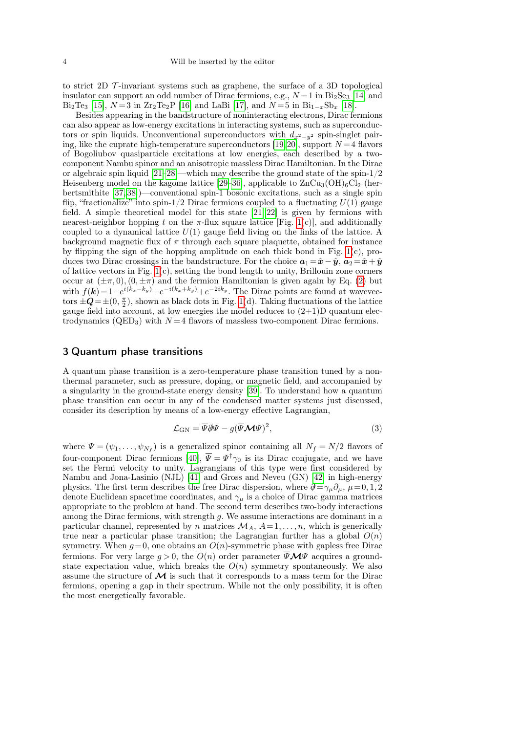to strict 2D $\mathcal{T}$-invariant systems such as graphene, the surface of a 3D topological insulator can support an odd number of Dirac fermions, e.g., $N=1$ in $Bi_2Se_3$ [14] and $Bi_2Te_3$ [15], $N=3$ in $Zr_2Te_2P$ [16] and LaBi [17], and $N=5$ in $Bi_{1-x}Sb_x$ [18].

Besides appearing in the bandstructure of noninteracting electrons, Dirac fermions can also appear as low-energy excitations in interacting systems, such as superconductors or spin liquids. Unconventional superconductors with $d_{x^2-y^2}$ spin-singlet pairing, like the cuprate high-temperature superconductors [19,20], support $N=4$ flavors of Bogoliubov quasiparticle excitations at low energies, each described by a two-component Nambu spinor and an anisotropic massless Dirac Hamiltonian. In the Dirac or algebraic spin liquid [21–28]—which may describe the ground state of the spin-1/2 Heisenberg model on the kagome lattice [29–36], applicable to $ZnCu_3(OH)_6Cl_2$ (herbertsmithite [37,38])—conventional spin-1 bosonic excitations, such as a single spin flip, "fractionalize" into spin-1/2 Dirac fermions coupled to a fluctuating $U(1)$ gauge field. A simple theoretical model for this state [21,22] is given by fermions with nearest-neighbor hopping $t$ on the $\pi$-flux square lattice [Fig. 1(c)], and additionally coupled to a dynamical lattice $U(1)$ gauge field living on the links of the lattice. A background magnetic flux of $\pi$ through each square plaquette, obtained for instance by flipping the sign of the hopping amplitude on each thick bond in Fig. 1(c), produces two Dirac crossings in the bandstructure. For the choice $\boldsymbol{a}_1=\hat{\boldsymbol{x}}-\hat{\boldsymbol{y}}$, $\boldsymbol{a}_2=\hat{\boldsymbol{x}}+\hat{\boldsymbol{y}}$ of lattice vectors in Fig. 1(c), setting the bond length to unity, Brillouin zone corners occur at $(\pm\pi,0),(0,\pm\pi)$ and the fermion Hamiltonian is given again by Eq. (2) but with $f(\boldsymbol{k})=1-e^{i(k_x-k_y)}+e^{-i(k_x+k_y)}+e^{-2ik_y}$. The Dirac points are found at wavevectors $\pm\boldsymbol{Q}=\pm(0,\frac{\pi}{2})$, shown as black dots in Fig. 1(d). Taking fluctuations of the lattice gauge field into account, at low energies the model reduces to (2+1)D quantum electrodynamics ($QED_3$) with $N=4$ flavors of massless two-component Dirac fermions.

## 3 Quantum phase transitions

A quantum phase transition is a zero-temperature phase transition tuned by a nonthermal parameter, such as pressure, doping, or magnetic field, and accompanied by a singularity in the ground-state energy density [39]. To understand how a quantum phase transition can occur in any of the condensed matter systems just discussed, consider its description by means of a low-energy effective Lagrangian,

$$\mathcal{L}_{\text{GN}} = \overline{\Psi}\partial\!\!\!/\Psi - g(\overline{\Psi}\boldsymbol{\mathcal{M}}\Psi)^2, \tag{3}$$

where $\Psi=(\psi_1,\ldots,\psi_{N_f})$ is a generalized spinor containing all $N_f=N/2$ flavors of four-component Dirac fermions [40], $\overline{\Psi}=\Psi^\dagger\gamma_0$ is its Dirac conjugate, and we have set the Fermi velocity to unity. Lagrangians of this type were first considered by Nambu and Jona-Lasinio (NJL) [41] and Gross and Neveu (GN) [42] in high-energy physics. The first term describes the free Dirac dispersion, where $\partial\!\!\!/=\gamma_\mu\partial_\mu$, $\mu=0,1,2$ denote Euclidean spacetime coordinates, and $\gamma_\mu$ is a choice of Dirac gamma matrices appropriate to the problem at hand. The second term describes two-body interactions among the Dirac fermions, with strength $g$. We assume interactions are dominant in a particular channel, represented by $n$ matrices $\mathcal{M}_A$, $A=1,\ldots,n$, which is generically true near a particular phase transition; the Lagrangian further has a global $O(n)$ symmetry. When $g=0$, one obtains an $O(n)$-symmetric phase with gapless free Dirac fermions. For very large $g>0$, the $O(n)$ order parameter $\overline{\Psi}\boldsymbol{\mathcal{M}}\Psi$ acquires a ground-state expectation value, which breaks the $O(n)$ symmetry spontaneously. We also assume the structure of $\boldsymbol{\mathcal{M}}$ is such that it corresponds to a mass term for the Dirac fermions, opening a gap in their spectrum. While not the only possibility, it is often the most energetically favorable.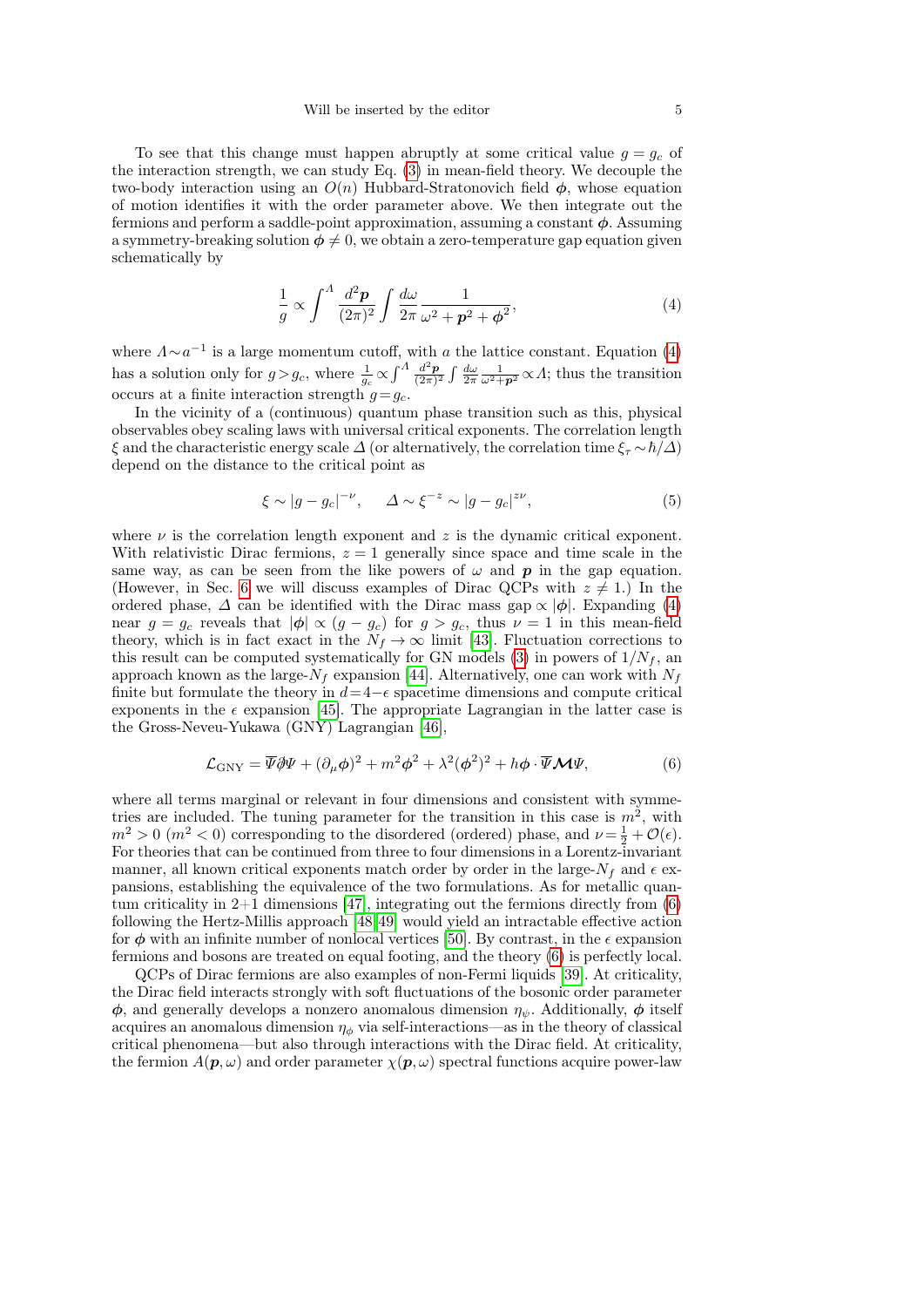To see that this change must happen abruptly at some critical value $g = g_c$ of the interaction strength, we can study Eq. (3) in mean-field theory. We decouple the two-body interaction using an $O(n)$ Hubbard-Stratonovich field $\boldsymbol{\phi}$, whose equation of motion identifies it with the order parameter above. We then integrate out the fermions and perform a saddle-point approximation, assuming a constant $\boldsymbol{\phi}$. Assuming a symmetry-breaking solution $\boldsymbol{\phi} \neq 0$, we obtain a zero-temperature gap equation given schematically by

$$\frac{1}{g} \propto \int^{\Lambda} \frac{d^2\boldsymbol{p}}{(2\pi)^2} \int \frac{d\omega}{2\pi} \frac{1}{\omega^2 + \boldsymbol{p}^2 + \boldsymbol{\phi}^2}, \tag{4}$$

where $\Lambda \sim a^{-1}$ is a large momentum cutoff, with $a$ the lattice constant. Equation (4) has a solution only for $g > g_c$, where $\frac{1}{g_c} \propto \int^{\Lambda} \frac{d^2\boldsymbol{p}}{(2\pi)^2} \int \frac{d\omega}{2\pi} \frac{1}{\omega^2+\boldsymbol{p}^2} \propto \Lambda$; thus the transition occurs at a finite interaction strength $g = g_c$.

In the vicinity of a (continuous) quantum phase transition such as this, physical observables obey scaling laws with universal critical exponents. The correlation length $\xi$ and the characteristic energy scale $\Delta$ (or alternatively, the correlation time $\xi_\tau \sim \hbar/\Delta$) depend on the distance to the critical point as

$$\xi \sim |g - g_c|^{-\nu}, \qquad \Delta \sim \xi^{-z} \sim |g - g_c|^{z\nu}, \tag{5}$$

where $\nu$ is the correlation length exponent and $z$ is the dynamic critical exponent. With relativistic Dirac fermions, $z = 1$ generally since space and time scale in the same way, as can be seen from the like powers of $\omega$ and $\boldsymbol{p}$ in the gap equation. (However, in Sec. 6 we will discuss examples of Dirac QCPs with $z \neq 1$.) In the ordered phase, $\Delta$ can be identified with the Dirac mass gap $\propto |\boldsymbol{\phi}|$. Expanding (4) near $g = g_c$ reveals that $|\boldsymbol{\phi}| \propto (g - g_c)$ for $g > g_c$, thus $\nu = 1$ in this mean-field theory, which is in fact exact in the $N_f \to \infty$ limit [43]. Fluctuation corrections to this result can be computed systematically for GN models (3) in powers of $1/N_f$, an approach known as the large-$N_f$ expansion [44]. Alternatively, one can work with $N_f$ finite but formulate the theory in $d = 4 - \epsilon$ spacetime dimensions and compute critical exponents in the $\epsilon$ expansion [45]. The appropriate Lagrangian in the latter case is the Gross-Neveu-Yukawa (GNY) Lagrangian [46],

$$\mathcal{L}_{\text{GNY}} = \overline{\Psi}\partial\!\!\!/\Psi + (\partial_\mu \boldsymbol{\phi})^2 + m^2\boldsymbol{\phi}^2 + \lambda^2(\boldsymbol{\phi}^2)^2 + h\boldsymbol{\phi} \cdot \overline{\Psi}\boldsymbol{\mathcal{M}}\Psi, \tag{6}$$

where all terms marginal or relevant in four dimensions and consistent with symmetries are included. The tuning parameter for the transition in this case is $m^2$, with $m^2 > 0$ ($m^2 < 0$) corresponding to the disordered (ordered) phase, and $\nu = \frac{1}{2} + \mathcal{O}(\epsilon)$. For theories that can be continued from three to four dimensions in a Lorentz-invariant manner, all known critical exponents match order by order in the large-$N_f$ and $\epsilon$ expansions, establishing the equivalence of the two formulations. As for metallic quantum criticality in 2+1 dimensions [47], integrating out the fermions directly from (6) following the Hertz-Millis approach [48, 49] would yield an intractable effective action for $\boldsymbol{\phi}$ with an infinite number of nonlocal vertices [50]. By contrast, in the $\epsilon$ expansion fermions and bosons are treated on equal footing, and the theory (6) is perfectly local.

QCPs of Dirac fermions are also examples of non-Fermi liquids [39]. At criticality, the Dirac field interacts strongly with soft fluctuations of the bosonic order parameter $\boldsymbol{\phi}$, and generally develops a nonzero anomalous dimension $\eta_\psi$. Additionally, $\boldsymbol{\phi}$ itself acquires an anomalous dimension $\eta_\phi$ via self-interactions—as in the theory of classical critical phenomena—but also through interactions with the Dirac field. At criticality, the fermion $A(\boldsymbol{p}, \omega)$ and order parameter $\chi(\boldsymbol{p}, \omega)$ spectral functions acquire power-law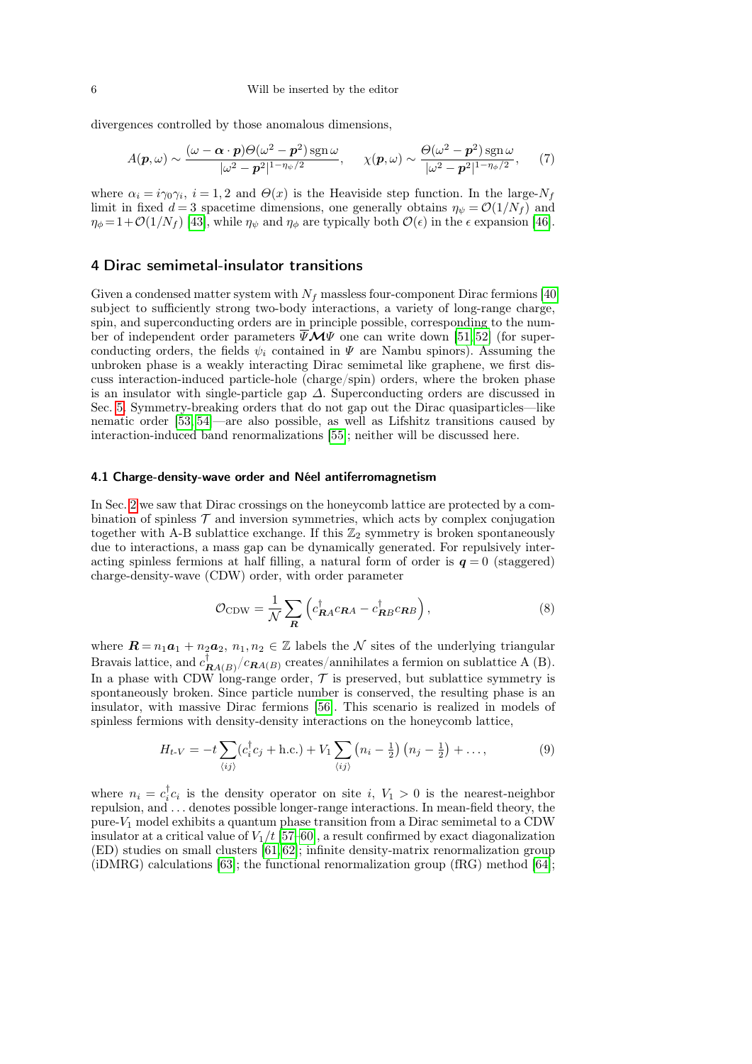divergences controlled by those anomalous dimensions,

$$A(\boldsymbol{p},\omega) \sim \frac{(\omega - \boldsymbol{\alpha}\cdot\boldsymbol{p})\Theta(\omega^2-\boldsymbol{p}^2)\,\mathrm{sgn}\,\omega}{|\omega^2-\boldsymbol{p}^2|^{1-\eta_\psi/2}}, \qquad \chi(\boldsymbol{p},\omega) \sim \frac{\Theta(\omega^2-\boldsymbol{p}^2)\,\mathrm{sgn}\,\omega}{|\omega^2-\boldsymbol{p}^2|^{1-\eta_\phi/2}}, \tag{7}$$

where $\alpha_i = i\gamma_0\gamma_i$, $i=1,2$ and $\Theta(x)$ is the Heaviside step function. In the large-$N_f$ limit in fixed $d=3$ spacetime dimensions, one generally obtains $\eta_\psi = \mathcal{O}(1/N_f)$ and $\eta_\phi = 1+\mathcal{O}(1/N_f)$ [43], while $\eta_\psi$ and $\eta_\phi$ are typically both $\mathcal{O}(\epsilon)$ in the $\epsilon$ expansion [46].

## 4 Dirac semimetal-insulator transitions

Given a condensed matter system with $N_f$ massless four-component Dirac fermions [40] subject to sufficiently strong two-body interactions, a variety of long-range charge, spin, and superconducting orders are in principle possible, corresponding to the number of independent order parameters $\overline{\Psi}\boldsymbol{\mathcal{M}}\Psi$ one can write down [51,52] (for superconducting orders, the fields $\psi_i$ contained in $\Psi$ are Nambu spinors). Assuming the unbroken phase is a weakly interacting Dirac semimetal like graphene, we first discuss interaction-induced particle-hole (charge/spin) orders, where the broken phase is an insulator with single-particle gap $\Delta$. Superconducting orders are discussed in Sec. 5. Symmetry-breaking orders that do not gap out the Dirac quasiparticles—like nematic order [53,54]—are also possible, as well as Lifshitz transitions caused by interaction-induced band renormalizations [55]; neither will be discussed here.

### 4.1 Charge-density-wave order and Néel antiferromagnetism

In Sec. 2 we saw that Dirac crossings on the honeycomb lattice are protected by a combination of spinless $\mathcal{T}$ and inversion symmetries, which acts by complex conjugation together with A-B sublattice exchange. If this $\mathbb{Z}_2$ symmetry is broken spontaneously due to interactions, a mass gap can be dynamically generated. For repulsively interacting spinless fermions at half filling, a natural form of order is $\boldsymbol{q}=0$ (staggered) charge-density-wave (CDW) order, with order parameter

$$\mathcal{O}_{\mathrm{CDW}} = \frac{1}{\mathcal{N}}\sum_{\boldsymbol{R}}\left(c^\dagger_{\boldsymbol{R}A}c_{\boldsymbol{R}A} - c^\dagger_{\boldsymbol{R}B}c_{\boldsymbol{R}B}\right), \tag{8}$$

where $\boldsymbol{R} = n_1\boldsymbol{a}_1 + n_2\boldsymbol{a}_2$, $n_1, n_2 \in \mathbb{Z}$ labels the $\mathcal{N}$ sites of the underlying triangular Bravais lattice, and $c^\dagger_{\boldsymbol{R}A(B)}/c_{\boldsymbol{R}A(B)}$ creates/annihilates a fermion on sublattice A (B). In a phase with CDW long-range order, $\mathcal{T}$ is preserved, but sublattice symmetry is spontaneously broken. Since particle number is conserved, the resulting phase is an insulator, with massive Dirac fermions [56]. This scenario is realized in models of spinless fermions with density-density interactions on the honeycomb lattice,

$$H_{t\text{-}V} = -t\sum_{\langle ij\rangle}(c^\dagger_i c_j + \mathrm{h.c.}) + V_1\sum_{\langle ij\rangle}\left(n_i - \tfrac{1}{2}\right)\left(n_j - \tfrac{1}{2}\right) + \ldots, \tag{9}$$

where $n_i = c^\dagger_i c_i$ is the density operator on site $i$, $V_1 > 0$ is the nearest-neighbor repulsion, and $\ldots$ denotes possible longer-range interactions. In mean-field theory, the pure-$V_1$ model exhibits a quantum phase transition from a Dirac semimetal to a CDW insulator at a critical value of $V_1/t$ [57–60], a result confirmed by exact diagonalization (ED) studies on small clusters [61,62]; infinite density-matrix renormalization group (iDMRG) calculations [63]; the functional renormalization group (fRG) method [64];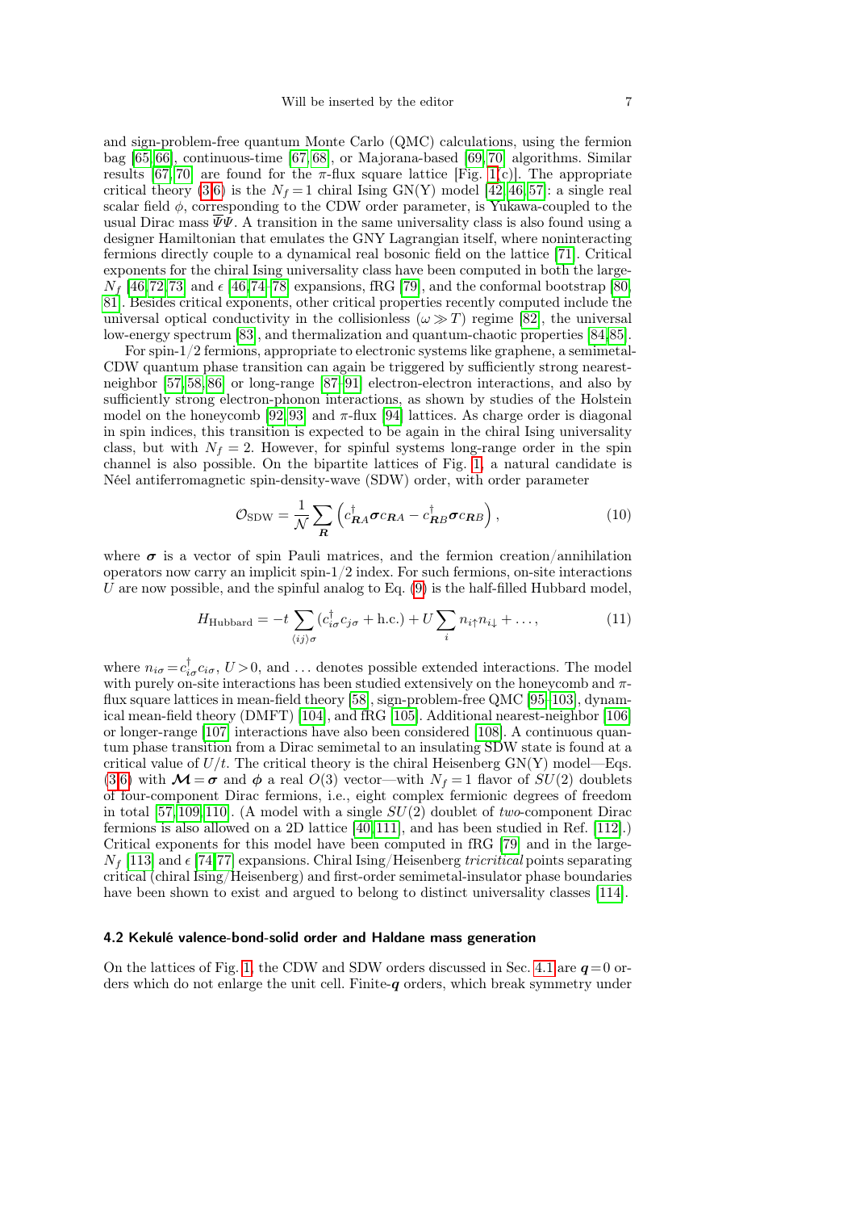and sign-problem-free quantum Monte Carlo (QMC) calculations, using the fermion bag [65,66], continuous-time [67,68], or Majorana-based [69,70] algorithms. Similar results [67,70] are found for the $\pi$-flux square lattice [Fig. 1(c)]. The appropriate critical theory (3-6) is the $N_f=1$ chiral Ising GN(Y) model [42,46,57]: a single real scalar field $\phi$, corresponding to the CDW order parameter, is Yukawa-coupled to the usual Dirac mass $\overline{\Psi}\Psi$. A transition in the same universality class is also found using a designer Hamiltonian that emulates the GNY Lagrangian itself, where noninteracting fermions directly couple to a dynamical real bosonic field on the lattice [71]. Critical exponents for the chiral Ising universality class have been computed in both the large-$N_f$ [46,72,73] and $\epsilon$ [46,74–78] expansions, fRG [79], and the conformal bootstrap [80, 81]. Besides critical exponents, other critical properties recently computed include the universal optical conductivity in the collisionless ($\omega \gg T$) regime [82], the universal low-energy spectrum [83], and thermalization and quantum-chaotic properties [84,85].

For spin-1/2 fermions, appropriate to electronic systems like graphene, a semimetal-CDW quantum phase transition can again be triggered by sufficiently strong nearest-neighbor [57,58,86] or long-range [87–91] electron-electron interactions, and also by sufficiently strong electron-phonon interactions, as shown by studies of the Holstein model on the honeycomb [92,93] and $\pi$-flux [94] lattices. As charge order is diagonal in spin indices, this transition is expected to be again in the chiral Ising universality class, but with $N_f=2$. However, for spinful systems long-range order in the spin channel is also possible. On the bipartite lattices of Fig. 1, a natural candidate is Néel antiferromagnetic spin-density-wave (SDW) order, with order parameter

$$\mathcal{O}_{\mathrm{SDW}} = \frac{1}{\mathcal{N}}\sum_{\boldsymbol{R}}\left(c^\dagger_{\boldsymbol{R}A}\boldsymbol{\sigma}c_{\boldsymbol{R}A} - c^\dagger_{\boldsymbol{R}B}\boldsymbol{\sigma}c_{\boldsymbol{R}B}\right), \tag{10}$$

where $\boldsymbol{\sigma}$ is a vector of spin Pauli matrices, and the fermion creation/annihilation operators now carry an implicit spin-1/2 index. For such fermions, on-site interactions $U$ are now possible, and the spinful analog to Eq. (9) is the half-filled Hubbard model,

$$H_{\mathrm{Hubbard}} = -t\sum_{\langle ij\rangle\sigma}(c^\dagger_{i\sigma}c_{j\sigma} + \mathrm{h.c.}) + U\sum_i n_{i\uparrow}n_{i\downarrow} + \ldots, \tag{11}$$

where $n_{i\sigma}=c^\dagger_{i\sigma}c_{i\sigma}$, $U>0$, and $\ldots$ denotes possible extended interactions. The model with purely on-site interactions has been studied extensively on the honeycomb and $\pi$-flux square lattices in mean-field theory [58], sign-problem-free QMC [95–103], dynamical mean-field theory (DMFT) [104], and fRG [105]. Additional nearest-neighbor [106] or longer-range [107] interactions have also been considered [108]. A continuous quantum phase transition from a Dirac semimetal to an insulating SDW state is found at a critical value of $U/t$. The critical theory is the chiral Heisenberg GN(Y) model—Eqs. (3-6) with $\boldsymbol{\mathcal{M}}=\boldsymbol{\sigma}$ and $\boldsymbol{\phi}$ a real $O(3)$ vector—with $N_f=1$ flavor of $SU(2)$ doublets of four-component Dirac fermions, i.e., eight complex fermionic degrees of freedom in total [57,109,110]. (A model with a single $SU(2)$ doublet of *two*-component Dirac fermions is also allowed on a 2D lattice [40,111], and has been studied in Ref. [112].) Critical exponents for this model have been computed in fRG [79] and in the large-$N_f$ [113] and $\epsilon$ [74,77] expansions. Chiral Ising/Heisenberg *tricritical* points separating critical (chiral Ising/Heisenberg) and first-order semimetal-insulator phase boundaries have been shown to exist and argued to belong to distinct universality classes [114].

### 4.2 Kekulé valence-bond-solid order and Haldane mass generation

On the lattices of Fig. 1, the CDW and SDW orders discussed in Sec. 4.1 are $\boldsymbol{q}=0$ orders which do not enlarge the unit cell. Finite-$\boldsymbol{q}$ orders, which break symmetry under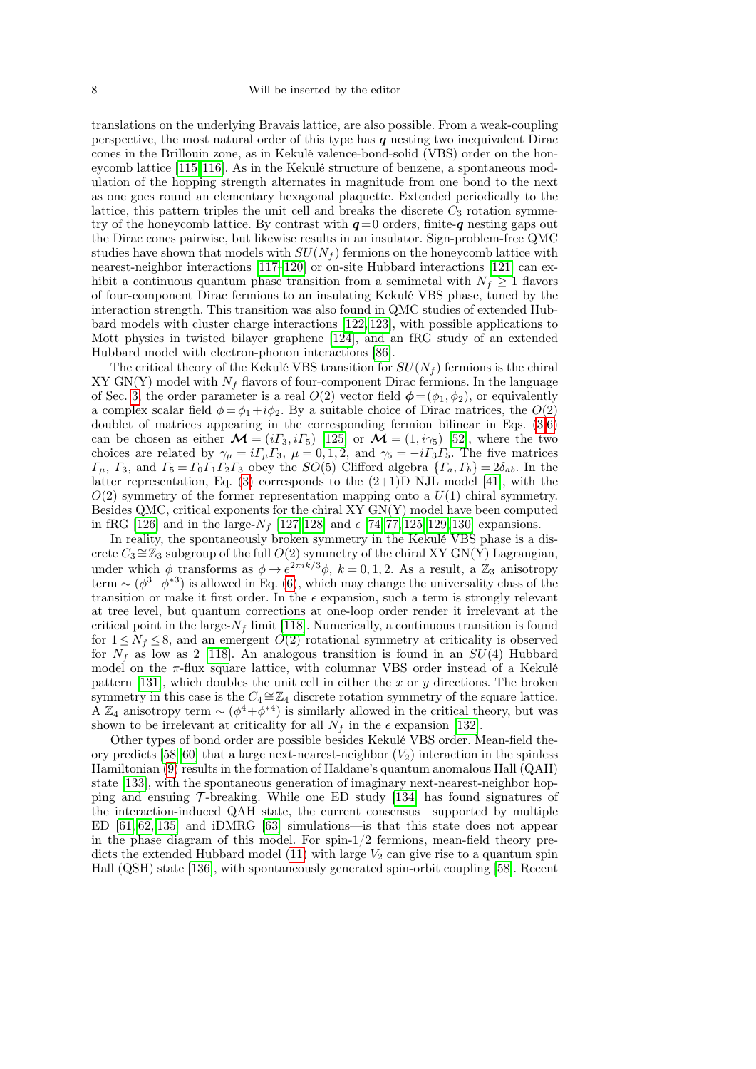translations on the underlying Bravais lattice, are also possible. From a weak-coupling perspective, the most natural order of this type has $\boldsymbol{q}$ nesting two inequivalent Dirac cones in the Brillouin zone, as in Kekulé valence-bond-solid (VBS) order on the honeycomb lattice [115,116]. As in the Kekulé structure of benzene, a spontaneous modulation of the hopping strength alternates in magnitude from one bond to the next as one goes round an elementary hexagonal plaquette. Extended periodically to the lattice, this pattern triples the unit cell and breaks the discrete $C_3$ rotation symmetry of the honeycomb lattice. By contrast with $\boldsymbol{q}=0$ orders, finite-$\boldsymbol{q}$ nesting gaps out the Dirac cones pairwise, but likewise results in an insulator. Sign-problem-free QMC studies have shown that models with $SU(N_f)$ fermions on the honeycomb lattice with nearest-neighbor interactions [117–120] or on-site Hubbard interactions [121] can exhibit a continuous quantum phase transition from a semimetal with $N_f \geq 1$ flavors of four-component Dirac fermions to an insulating Kekulé VBS phase, tuned by the interaction strength. This transition was also found in QMC studies of extended Hubbard models with cluster charge interactions [122,123], with possible applications to Mott physics in twisted bilayer graphene [124], and an fRG study of an extended Hubbard model with electron-phonon interactions [86].

The critical theory of the Kekulé VBS transition for $SU(N_f)$ fermions is the chiral XY GN(Y) model with $N_f$ flavors of four-component Dirac fermions. In the language of Sec. 3, the order parameter is a real $O(2)$ vector field $\boldsymbol{\phi}=(\phi_1,\phi_2)$, or equivalently a complex scalar field $\phi=\phi_1+i\phi_2$. By a suitable choice of Dirac matrices, the $O(2)$ doublet of matrices appearing in the corresponding fermion bilinear in Eqs. (3,6) can be chosen as either $\boldsymbol{\mathcal{M}}=(i\Gamma_3, i\Gamma_5)$ [125] or $\boldsymbol{\mathcal{M}}=(1, i\gamma_5)$ [52], where the two choices are related by $\gamma_\mu = i\Gamma_\mu\Gamma_3$, $\mu=0,1,2$, and $\gamma_5=-i\Gamma_3\Gamma_5$. The five matrices $\Gamma_\mu$, $\Gamma_3$, and $\Gamma_5=\Gamma_0\Gamma_1\Gamma_2\Gamma_3$ obey the $SO(5)$ Clifford algebra $\{\Gamma_a,\Gamma_b\}=2\delta_{ab}$. In the latter representation, Eq. (3) corresponds to the (2+1)D NJL model [41], with the $O(2)$ symmetry of the former representation mapping onto a $U(1)$ chiral symmetry. Besides QMC, critical exponents for the chiral XY GN(Y) model have been computed in fRG [126] and in the large-$N_f$ [127,128] and $\epsilon$ [74,77,125,129,130] expansions.

In reality, the spontaneously broken symmetry in the Kekulé VBS phase is a discrete $C_3\cong\mathbb{Z}_3$ subgroup of the full $O(2)$ symmetry of the chiral XY GN(Y) Lagrangian, under which $\phi$ transforms as $\phi\to e^{2\pi ik/3}\phi$, $k=0,1,2$. As a result, a $\mathbb{Z}_3$ anisotropy term $\sim(\phi^3+\phi^{*3})$ is allowed in Eq. (6), which may change the universality class of the transition or make it first order. In the $\epsilon$ expansion, such a term is strongly relevant at tree level, but quantum corrections at one-loop order render it irrelevant at the critical point in the large-$N_f$ limit [118]. Numerically, a continuous transition is found for $1\leq N_f\leq 8$, and an emergent $O(2)$ rotational symmetry at criticality is observed for $N_f$ as low as 2 [118]. An analogous transition is found in an $SU(4)$ Hubbard model on the $\pi$-flux square lattice, with columnar VBS order instead of a Kekulé pattern [131], which doubles the unit cell in either the $x$ or $y$ directions. The broken symmetry in this case is the $C_4\cong\mathbb{Z}_4$ discrete rotation symmetry of the square lattice. A $\mathbb{Z}_4$ anisotropy term $\sim(\phi^4+\phi^{*4})$ is similarly allowed in the critical theory, but was shown to be irrelevant at criticality for all $N_f$ in the $\epsilon$ expansion [132].

Other types of bond order are possible besides Kekulé VBS order. Mean-field theory predicts [58–60] that a large next-nearest-neighbor ($V_2$) interaction in the spinless Hamiltonian (9) results in the formation of Haldane's quantum anomalous Hall (QAH) state [133], with the spontaneous generation of imaginary next-nearest-neighbor hopping and ensuing $\mathcal{T}$-breaking. While one ED study [134] has found signatures of the interaction-induced QAH state, the current consensus—supported by multiple ED [61,62,135] and iDMRG [63] simulations—is that this state does not appear in the phase diagram of this model. For spin-1/2 fermions, mean-field theory predicts the extended Hubbard model (11) with large $V_2$ can give rise to a quantum spin Hall (QSH) state [136], with spontaneously generated spin-orbit coupling [58]. Recent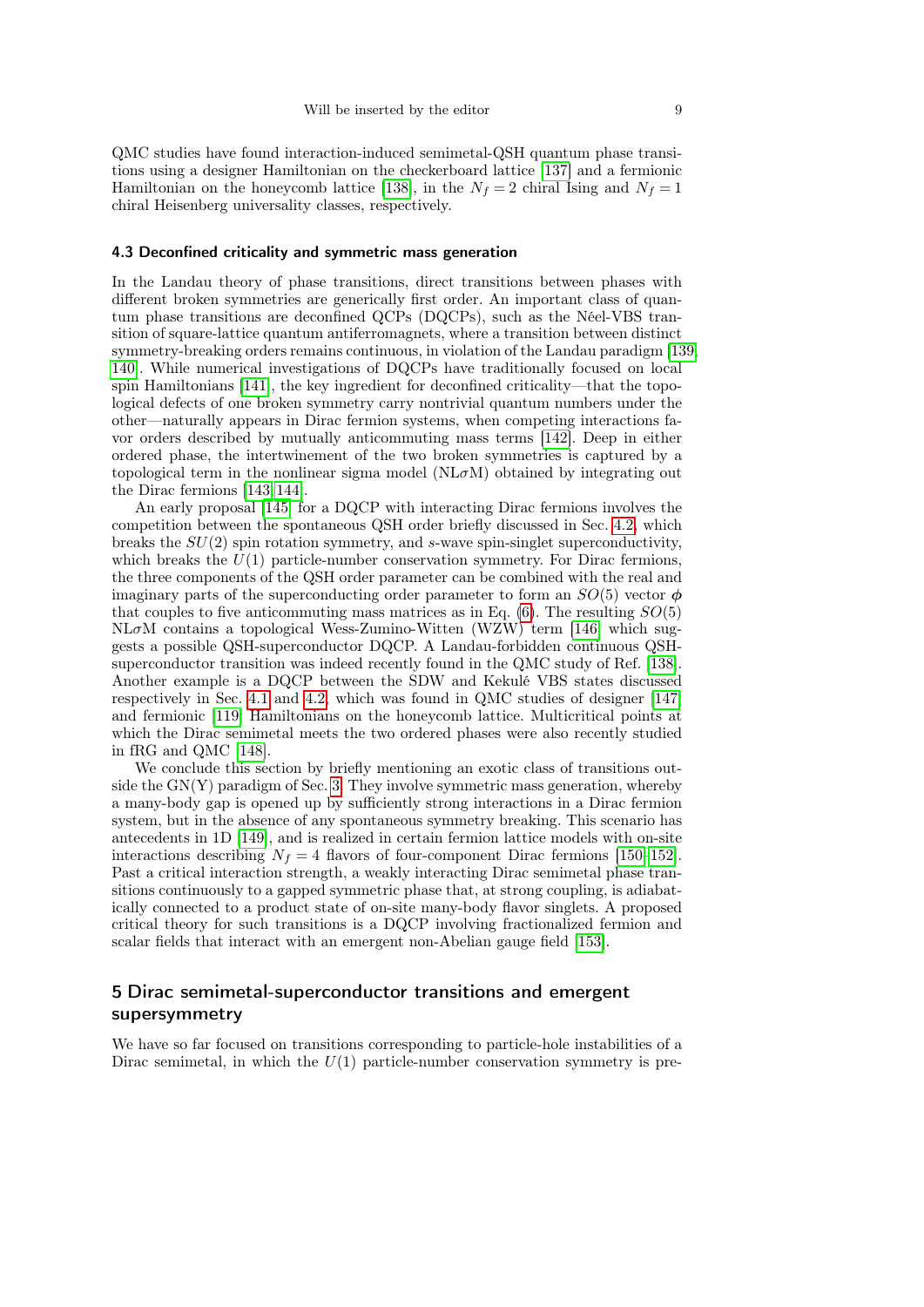QMC studies have found interaction-induced semimetal-QSH quantum phase transitions using a designer Hamiltonian on the checkerboard lattice [137] and a fermionic Hamiltonian on the honeycomb lattice [138], in the $N_f = 2$ chiral Ising and $N_f = 1$ chiral Heisenberg universality classes, respectively.

### 4.3 Deconfined criticality and symmetric mass generation

In the Landau theory of phase transitions, direct transitions between phases with different broken symmetries are generically first order. An important class of quantum phase transitions are deconfined QCPs (DQCPs), such as the Néel-VBS transition of square-lattice quantum antiferromagnets, where a transition between distinct symmetry-breaking orders remains continuous, in violation of the Landau paradigm [139, 140]. While numerical investigations of DQCPs have traditionally focused on local spin Hamiltonians [141], the key ingredient for deconfined criticality—that the topological defects of one broken symmetry carry nontrivial quantum numbers under the other—naturally appears in Dirac fermion systems, when competing interactions favor orders described by mutually anticommuting mass terms [142]. Deep in either ordered phase, the intertwinement of the two broken symmetries is captured by a topological term in the nonlinear sigma model (NL$\sigma$M) obtained by integrating out the Dirac fermions [143, 144].

An early proposal [145] for a DQCP with interacting Dirac fermions involves the competition between the spontaneous QSH order briefly discussed in Sec. 4.2, which breaks the $SU(2)$ spin rotation symmetry, and $s$-wave spin-singlet superconductivity, which breaks the $U(1)$ particle-number conservation symmetry. For Dirac fermions, the three components of the QSH order parameter can be combined with the real and imaginary parts of the superconducting order parameter to form an $SO(5)$ vector $\boldsymbol{\phi}$ that couples to five anticommuting mass matrices as in Eq. (6). The resulting $SO(5)$ NL$\sigma$M contains a topological Wess-Zumino-Witten (WZW) term [146] which suggests a possible QSH-superconductor DQCP. A Landau-forbidden continuous QSH-superconductor transition was indeed recently found in the QMC study of Ref. [138]. Another example is a DQCP between the SDW and Kekulé VBS states discussed respectively in Sec. 4.1 and 4.2, which was found in QMC studies of designer [147] and fermionic [119] Hamiltonians on the honeycomb lattice. Multicritical points at which the Dirac semimetal meets the two ordered phases were also recently studied in fRG and QMC [148].

We conclude this section by briefly mentioning an exotic class of transitions outside the GN(Y) paradigm of Sec. 3. They involve symmetric mass generation, whereby a many-body gap is opened up by sufficiently strong interactions in a Dirac fermion system, but in the absence of any spontaneous symmetry breaking. This scenario has antecedents in 1D [149], and is realized in certain lattice models with on-site interactions describing $N_f = 4$ flavors of four-component Dirac fermions [150–152]. Past a critical interaction strength, a weakly interacting Dirac semimetal phase transitions continuously to a gapped symmetric phase that, at strong coupling, is adiabatically connected to a product state of on-site many-body flavor singlets. A proposed critical theory for such transitions is a DQCP involving fractionalized fermion and scalar fields that interact with an emergent non-Abelian gauge field [153].

## 5 Dirac semimetal-superconductor transitions and emergent supersymmetry

We have so far focused on transitions corresponding to particle-hole instabilities of a Dirac semimetal, in which the $U(1)$ particle-number conservation symmetry is pre-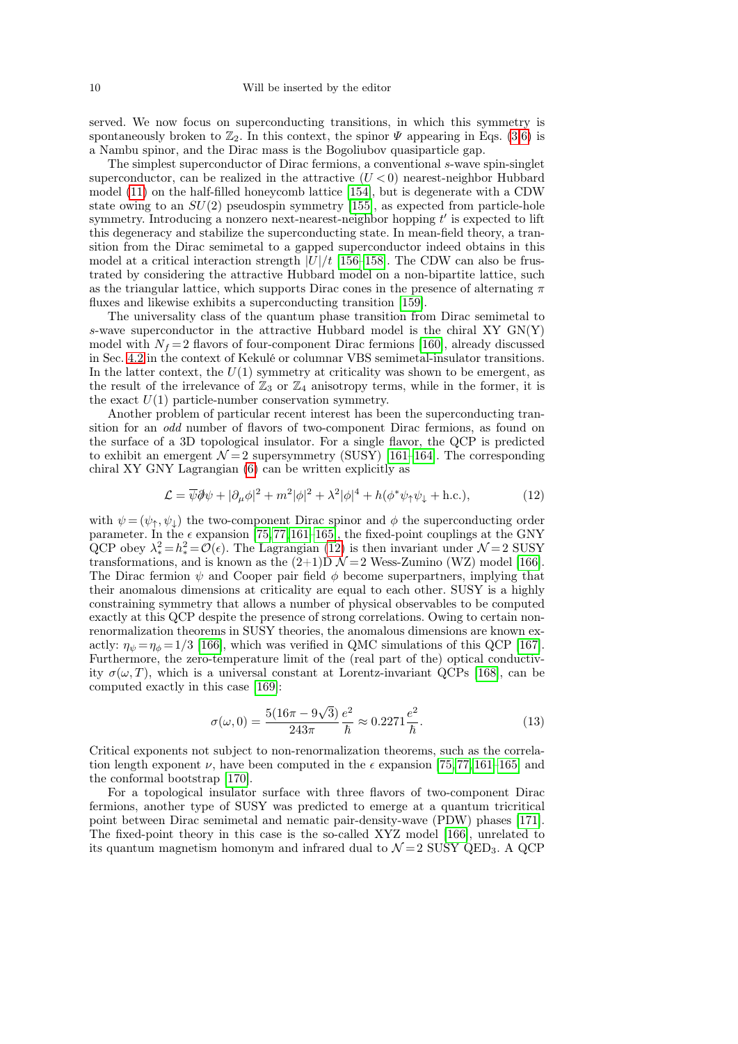served. We now focus on superconducting transitions, in which this symmetry is spontaneously broken to $\mathbb{Z}_2$. In this context, the spinor $\Psi$ appearing in Eqs. (3-6) is a Nambu spinor, and the Dirac mass is the Bogoliubov quasiparticle gap.

The simplest superconductor of Dirac fermions, a conventional $s$-wave spin-singlet superconductor, can be realized in the attractive ($U<0$) nearest-neighbor Hubbard model (11) on the half-filled honeycomb lattice [154], but is degenerate with a CDW state owing to an $SU(2)$ pseudospin symmetry [155], as expected from particle-hole symmetry. Introducing a nonzero next-nearest-neighbor hopping $t'$ is expected to lift this degeneracy and stabilize the superconducting state. In mean-field theory, a transition from the Dirac semimetal to a gapped superconductor indeed obtains in this model at a critical interaction strength $|U|/t$ [156–158]. The CDW can also be frustrated by considering the attractive Hubbard model on a non-bipartite lattice, such as the triangular lattice, which supports Dirac cones in the presence of alternating $\pi$ fluxes and likewise exhibits a superconducting transition [159].

The universality class of the quantum phase transition from Dirac semimetal to $s$-wave superconductor in the attractive Hubbard model is the chiral XY GN(Y) model with $N_f=2$ flavors of four-component Dirac fermions [160], already discussed in Sec. 4.2 in the context of Kekulé or columnar VBS semimetal-insulator transitions. In the latter context, the $U(1)$ symmetry at criticality was shown to be emergent, as the result of the irrelevance of $\mathbb{Z}_3$ or $\mathbb{Z}_4$ anisotropy terms, while in the former, it is the exact $U(1)$ particle-number conservation symmetry.

Another problem of particular recent interest has been the superconducting transition for an *odd* number of flavors of two-component Dirac fermions, as found on the surface of a 3D topological insulator. For a single flavor, the QCP is predicted to exhibit an emergent $\mathcal{N}=2$ supersymmetry (SUSY) [161–164]. The corresponding chiral XY GNY Lagrangian (6) can be written explicitly as

$$\mathcal{L} = \overline{\psi}\partial\!\!\!/\psi + |\partial_\mu\phi|^2 + m^2|\phi|^2 + \lambda^2|\phi|^4 + h(\phi^*\psi_\uparrow\psi_\downarrow + \text{h.c.}), \tag{12}$$

with $\psi=(\psi_\uparrow,\psi_\downarrow)$ the two-component Dirac spinor and $\phi$ the superconducting order parameter. In the $\epsilon$ expansion [75,77,161–165], the fixed-point couplings at the GNY QCP obey $\lambda_*^2=h_*^2=\mathcal{O}(\epsilon)$. The Lagrangian (12) is then invariant under $\mathcal{N}=2$ SUSY transformations, and is known as the (2+1)D $\mathcal{N}=2$ Wess-Zumino (WZ) model [166]. The Dirac fermion $\psi$ and Cooper pair field $\phi$ become superpartners, implying that their anomalous dimensions at criticality are equal to each other. SUSY is a highly constraining symmetry that allows a number of physical observables to be computed exactly at this QCP despite the presence of strong correlations. Owing to certain non-renormalization theorems in SUSY theories, the anomalous dimensions are known exactly: $\eta_\psi=\eta_\phi=1/3$ [166], which was verified in QMC simulations of this QCP [167]. Furthermore, the zero-temperature limit of the (real part of the) optical conductivity $\sigma(\omega,T)$, which is a universal constant at Lorentz-invariant QCPs [168], can be computed exactly in this case [169]:

$$\sigma(\omega,0) = \frac{5(16\pi-9\sqrt{3})}{243\pi}\frac{e^2}{\hbar} \approx 0.2271\frac{e^2}{\hbar}. \tag{13}$$

Critical exponents not subject to non-renormalization theorems, such as the correlation length exponent $\nu$, have been computed in the $\epsilon$ expansion [75,77,161–165] and the conformal bootstrap [170].

For a topological insulator surface with three flavors of two-component Dirac fermions, another type of SUSY was predicted to emerge at a quantum tricritical point between Dirac semimetal and nematic pair-density-wave (PDW) phases [171]. The fixed-point theory in this case is the so-called XYZ model [166], unrelated to its quantum magnetism homonym and infrared dual to $\mathcal{N}=2$ SUSY QED$_3$. A QCP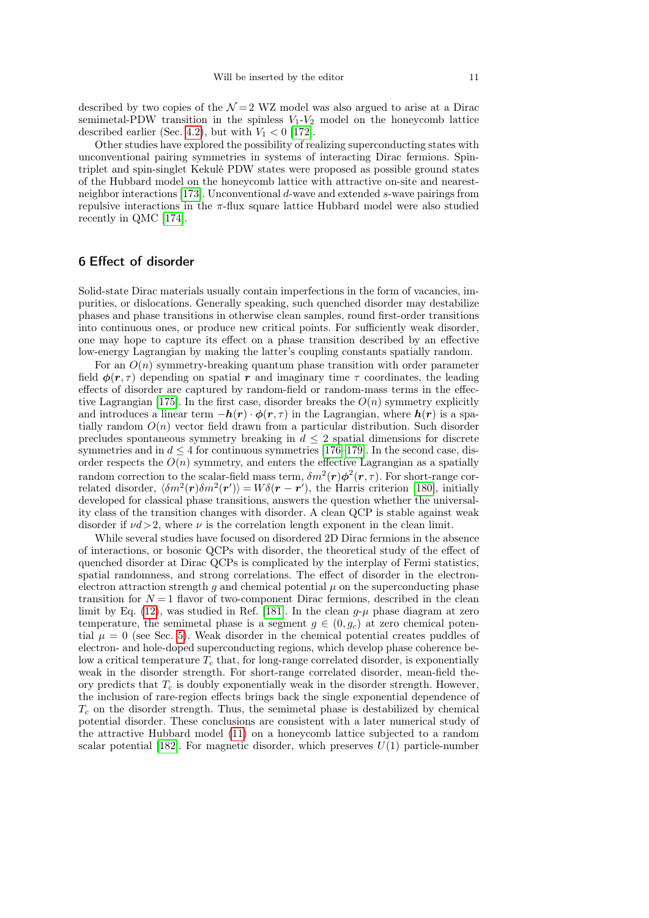described by two copies of the $\mathcal{N}=2$ WZ model was also argued to arise at a Dirac semimetal-PDW transition in the spinless $V_1$-$V_2$ model on the honeycomb lattice described earlier (Sec. 4.2), but with $V_1 < 0$ [172].

Other studies have explored the possibility of realizing superconducting states with unconventional pairing symmetries in systems of interacting Dirac fermions. Spin-triplet and spin-singlet Kekulé PDW states were proposed as possible ground states of the Hubbard model on the honeycomb lattice with attractive on-site and nearest-neighbor interactions [173]. Unconventional $d$-wave and extended $s$-wave pairings from repulsive interactions in the $\pi$-flux square lattice Hubbard model were also studied recently in QMC [174].

## 6 Effect of disorder

Solid-state Dirac materials usually contain imperfections in the form of vacancies, impurities, or dislocations. Generally speaking, such quenched disorder may destabilize phases and phase transitions in otherwise clean samples, round first-order transitions into continuous ones, or produce new critical points. For sufficiently weak disorder, one may hope to capture its effect on a phase transition described by an effective low-energy Lagrangian by making the latter's coupling constants spatially random.

For an $O(n)$ symmetry-breaking quantum phase transition with order parameter field $\boldsymbol{\phi}(\boldsymbol{r},\tau)$ depending on spatial $\boldsymbol{r}$ and imaginary time $\tau$ coordinates, the leading effects of disorder are captured by random-field or random-mass terms in the effective Lagrangian [175]. In the first case, disorder breaks the $O(n)$ symmetry explicitly and introduces a linear term $-\boldsymbol{h}(\boldsymbol{r})\cdot\boldsymbol{\phi}(\boldsymbol{r},\tau)$ in the Lagrangian, where $\boldsymbol{h}(\boldsymbol{r})$ is a spatially random $O(n)$ vector field drawn from a particular distribution. Such disorder precludes spontaneous symmetry breaking in $d \leq 2$ spatial dimensions for discrete symmetries and in $d \leq 4$ for continuous symmetries [176–179]. In the second case, disorder respects the $O(n)$ symmetry, and enters the effective Lagrangian as a spatially random correction to the scalar-field mass term, $\delta m^2(\boldsymbol{r})\boldsymbol{\phi}^2(\boldsymbol{r},\tau)$. For short-range correlated disorder, $\langle \delta m^2(\boldsymbol{r})\delta m^2(\boldsymbol{r}')\rangle = W\delta(\boldsymbol{r}-\boldsymbol{r}')$, the Harris criterion [180], initially developed for classical phase transitions, answers the question whether the universality class of the transition changes with disorder. A clean QCP is stable against weak disorder if $\nu d > 2$, where $\nu$ is the correlation length exponent in the clean limit.

While several studies have focused on disordered 2D Dirac fermions in the absence of interactions, or bosonic QCPs with disorder, the theoretical study of the effect of quenched disorder at Dirac QCPs is complicated by the interplay of Fermi statistics, spatial randomness, and strong correlations. The effect of disorder in the electron-electron attraction strength $g$ and chemical potential $\mu$ on the superconducting phase transition for $N=1$ flavor of two-component Dirac fermions, described in the clean limit by Eq. (12), was studied in Ref. [181]. In the clean $g$-$\mu$ phase diagram at zero temperature, the semimetal phase is a segment $g \in (0, g_c)$ at zero chemical potential $\mu = 0$ (see Sec. 5). Weak disorder in the chemical potential creates puddles of electron- and hole-doped superconducting regions, which develop phase coherence below a critical temperature $T_c$ that, for long-range correlated disorder, is exponentially weak in the disorder strength. For short-range correlated disorder, mean-field theory predicts that $T_c$ is doubly exponentially weak in the disorder strength. However, the inclusion of rare-region effects brings back the single exponential dependence of $T_c$ on the disorder strength. Thus, the semimetal phase is destabilized by chemical potential disorder. These conclusions are consistent with a later numerical study of the attractive Hubbard model (11) on a honeycomb lattice subjected to a random scalar potential [182]. For magnetic disorder, which preserves $U(1)$ particle-number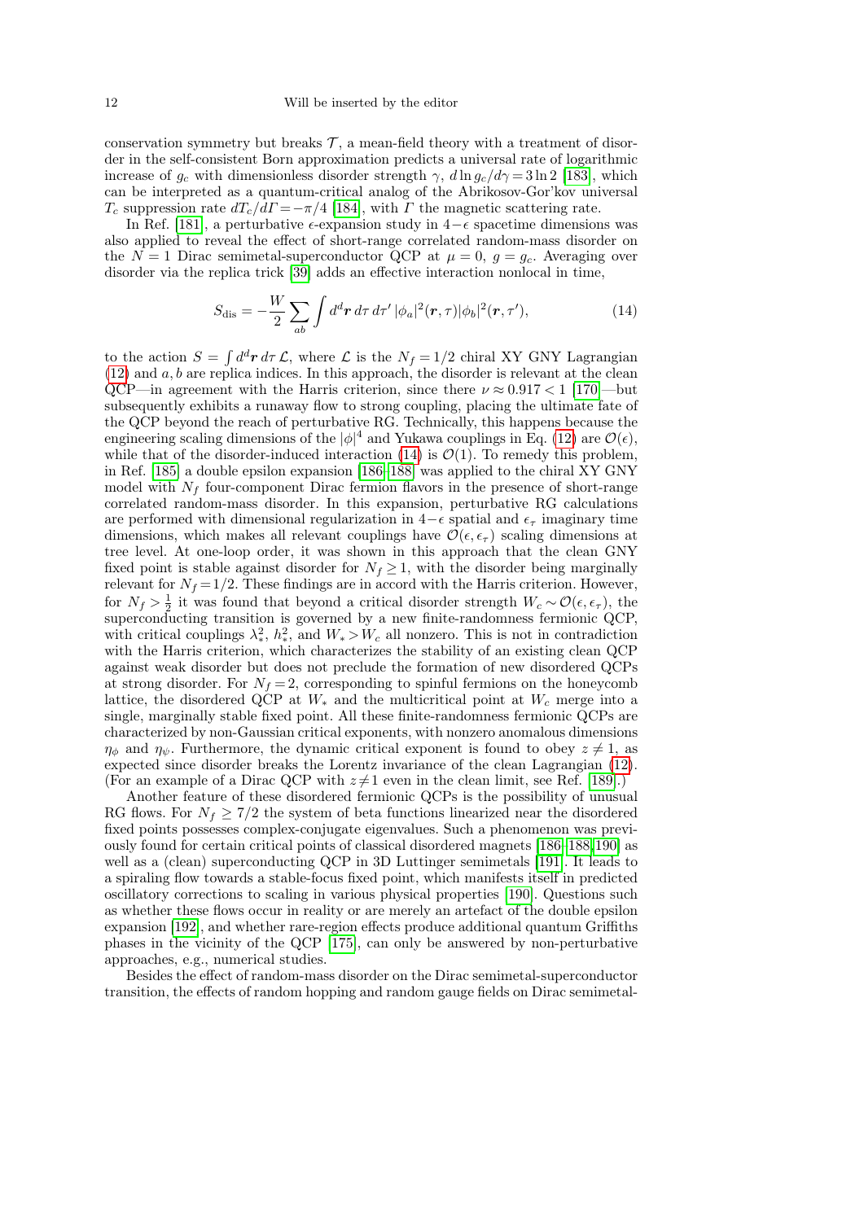conservation symmetry but breaks $\mathcal{T}$, a mean-field theory with a treatment of disorder in the self-consistent Born approximation predicts a universal rate of logarithmic increase of $g_c$ with dimensionless disorder strength $\gamma$, $d\ln g_c/d\gamma = 3\ln 2$ [183], which can be interpreted as a quantum-critical analog of the Abrikosov-Gor'kov universal $T_c$ suppression rate $dT_c/d\Gamma = -\pi/4$ [184], with $\Gamma$ the magnetic scattering rate.

In Ref. [181], a perturbative $\epsilon$-expansion study in $4-\epsilon$ spacetime dimensions was also applied to reveal the effect of short-range correlated random-mass disorder on the $N=1$ Dirac semimetal-superconductor QCP at $\mu=0$, $g=g_c$. Averaging over disorder via the replica trick [39] adds an effective interaction nonlocal in time,

$$S_{\text{dis}} = -\frac{W}{2}\sum_{ab}\int d^d\boldsymbol{r}\,d\tau\,d\tau'\,|\phi_a|^2(\boldsymbol{r},\tau)|\phi_b|^2(\boldsymbol{r},\tau'), \tag{14}$$

to the action $S = \int d^d\boldsymbol{r}\,d\tau\,\mathcal{L}$, where $\mathcal{L}$ is the $N_f = 1/2$ chiral XY GNY Lagrangian (12) and $a, b$ are replica indices. In this approach, the disorder is relevant at the clean QCP—in agreement with the Harris criterion, since there $\nu \approx 0.917 < 1$ [170]—but subsequently exhibits a runaway flow to strong coupling, placing the ultimate fate of the QCP beyond the reach of perturbative RG. Technically, this happens because the engineering scaling dimensions of the $|\phi|^4$ and Yukawa couplings in Eq. (12) are $\mathcal{O}(\epsilon)$, while that of the disorder-induced interaction (14) is $\mathcal{O}(1)$. To remedy this problem, in Ref. [185] a double epsilon expansion [186–188] was applied to the chiral XY GNY model with $N_f$ four-component Dirac fermion flavors in the presence of short-range correlated random-mass disorder. In this expansion, perturbative RG calculations are performed with dimensional regularization in $4-\epsilon$ spatial and $\epsilon_\tau$ imaginary time dimensions, which makes all relevant couplings have $\mathcal{O}(\epsilon, \epsilon_\tau)$ scaling dimensions at tree level. At one-loop order, it was shown in this approach that the clean GNY fixed point is stable against disorder for $N_f \geq 1$, with the disorder being marginally relevant for $N_f = 1/2$. These findings are in accord with the Harris criterion. However, for $N_f > \frac{1}{2}$ it was found that beyond a critical disorder strength $W_c \sim \mathcal{O}(\epsilon, \epsilon_\tau)$, the superconducting transition is governed by a new finite-randomness fermionic QCP, with critical couplings $\lambda_*^2$, $h_*^2$, and $W_* > W_c$ all nonzero. This is not in contradiction with the Harris criterion, which characterizes the stability of an existing clean QCP against weak disorder but does not preclude the formation of new disordered QCPs at strong disorder. For $N_f = 2$, corresponding to spinful fermions on the honeycomb lattice, the disordered QCP at $W_*$ and the multicritical point at $W_c$ merge into a single, marginally stable fixed point. All these finite-randomness fermionic QCPs are characterized by non-Gaussian critical exponents, with nonzero anomalous dimensions $\eta_\phi$ and $\eta_\psi$. Furthermore, the dynamic critical exponent is found to obey $z \neq 1$, as expected since disorder breaks the Lorentz invariance of the clean Lagrangian (12). (For an example of a Dirac QCP with $z \neq 1$ even in the clean limit, see Ref. [189].)

Another feature of these disordered fermionic QCPs is the possibility of unusual RG flows. For $N_f \geq 7/2$ the system of beta functions linearized near the disordered fixed points possesses complex-conjugate eigenvalues. Such a phenomenon was previously found for certain critical points of classical disordered magnets [186–188, 190] as well as a (clean) superconducting QCP in 3D Luttinger semimetals [191]. It leads to a spiraling flow towards a stable-focus fixed point, which manifests itself in predicted oscillatory corrections to scaling in various physical properties [190]. Questions such as whether these flows occur in reality or are merely an artefact of the double epsilon expansion [192], and whether rare-region effects produce additional quantum Griffiths phases in the vicinity of the QCP [175], can only be answered by non-perturbative approaches, e.g., numerical studies.

Besides the effect of random-mass disorder on the Dirac semimetal-superconductor transition, the effects of random hopping and random gauge fields on Dirac semimetal-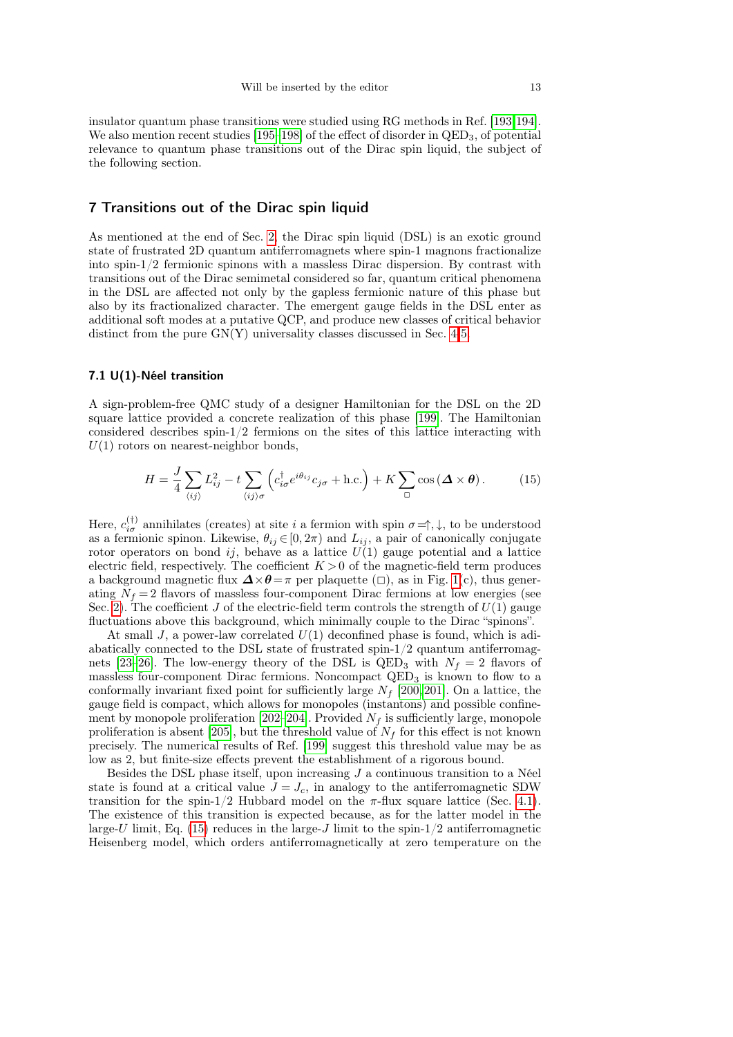insulator quantum phase transitions were studied using RG methods in Ref. [193,194]. We also mention recent studies [195–198] of the effect of disorder in $\mathrm{QED}_3$, of potential relevance to quantum phase transitions out of the Dirac spin liquid, the subject of the following section.

## 7 Transitions out of the Dirac spin liquid

As mentioned at the end of Sec. 2, the Dirac spin liquid (DSL) is an exotic ground state of frustrated 2D quantum antiferromagnets where spin-1 magnons fractionalize into spin-1/2 fermionic spinons with a massless Dirac dispersion. By contrast with transitions out of the Dirac semimetal considered so far, quantum critical phenomena in the DSL are affected not only by the gapless fermionic nature of this phase but also by its fractionalized character. The emergent gauge fields in the DSL enter as additional soft modes at a putative QCP, and produce new classes of critical behavior distinct from the pure GN(Y) universality classes discussed in Sec. 4–5.

### 7.1 U(1)-Néel transition

A sign-problem-free QMC study of a designer Hamiltonian for the DSL on the 2D square lattice provided a concrete realization of this phase [199]. The Hamiltonian considered describes spin-1/2 fermions on the sites of this lattice interacting with $U(1)$ rotors on nearest-neighbor bonds,

$$H = \frac{J}{4}\sum_{\langle ij\rangle} L_{ij}^2 - t\sum_{\langle ij\rangle\sigma}\left(c_{i\sigma}^\dagger e^{i\theta_{ij}} c_{j\sigma} + \mathrm{h.c.}\right) + K\sum_{\Box}\cos\left(\boldsymbol{\Delta}\times\boldsymbol{\theta}\right). \tag{15}$$

Here, $c_{i\sigma}^{(\dagger)}$ annihilates (creates) at site $i$ a fermion with spin $\sigma = \uparrow,\downarrow$, to be understood as a fermionic spinon. Likewise, $\theta_{ij} \in [0, 2\pi)$ and $L_{ij}$, a pair of canonically conjugate rotor operators on bond $ij$, behave as a lattice $U(1)$ gauge potential and a lattice electric field, respectively. The coefficient $K > 0$ of the magnetic-field term produces a background magnetic flux $\boldsymbol{\Delta}\times\boldsymbol{\theta} = \pi$ per plaquette ($\Box$), as in Fig. 1(c), thus generating $N_f = 2$ flavors of massless four-component Dirac fermions at low energies (see Sec. 2). The coefficient $J$ of the electric-field term controls the strength of $U(1)$ gauge fluctuations above this background, which minimally couple to the Dirac "spinons".

At small $J$, a power-law correlated $U(1)$ deconfined phase is found, which is adiabatically connected to the DSL state of frustrated spin-1/2 quantum antiferromagnets [23–26]. The low-energy theory of the DSL is $\mathrm{QED}_3$ with $N_f = 2$ flavors of massless four-component Dirac fermions. Noncompact $\mathrm{QED}_3$ is known to flow to a conformally invariant fixed point for sufficiently large $N_f$ [200,201]. On a lattice, the gauge field is compact, which allows for monopoles (instantons) and possible confinement by monopole proliferation [202–204]. Provided $N_f$ is sufficiently large, monopole proliferation is absent [205], but the threshold value of $N_f$ for this effect is not known precisely. The numerical results of Ref. [199] suggest this threshold value may be as low as 2, but finite-size effects prevent the establishment of a rigorous bound.

Besides the DSL phase itself, upon increasing $J$ a continuous transition to a Néel state is found at a critical value $J = J_c$, in analogy to the antiferromagnetic SDW transition for the spin-1/2 Hubbard model on the $\pi$-flux square lattice (Sec. 4.1). The existence of this transition is expected because, as for the latter model in the large-$U$ limit, Eq. (15) reduces in the large-$J$ limit to the spin-1/2 antiferromagnetic Heisenberg model, which orders antiferromagnetically at zero temperature on the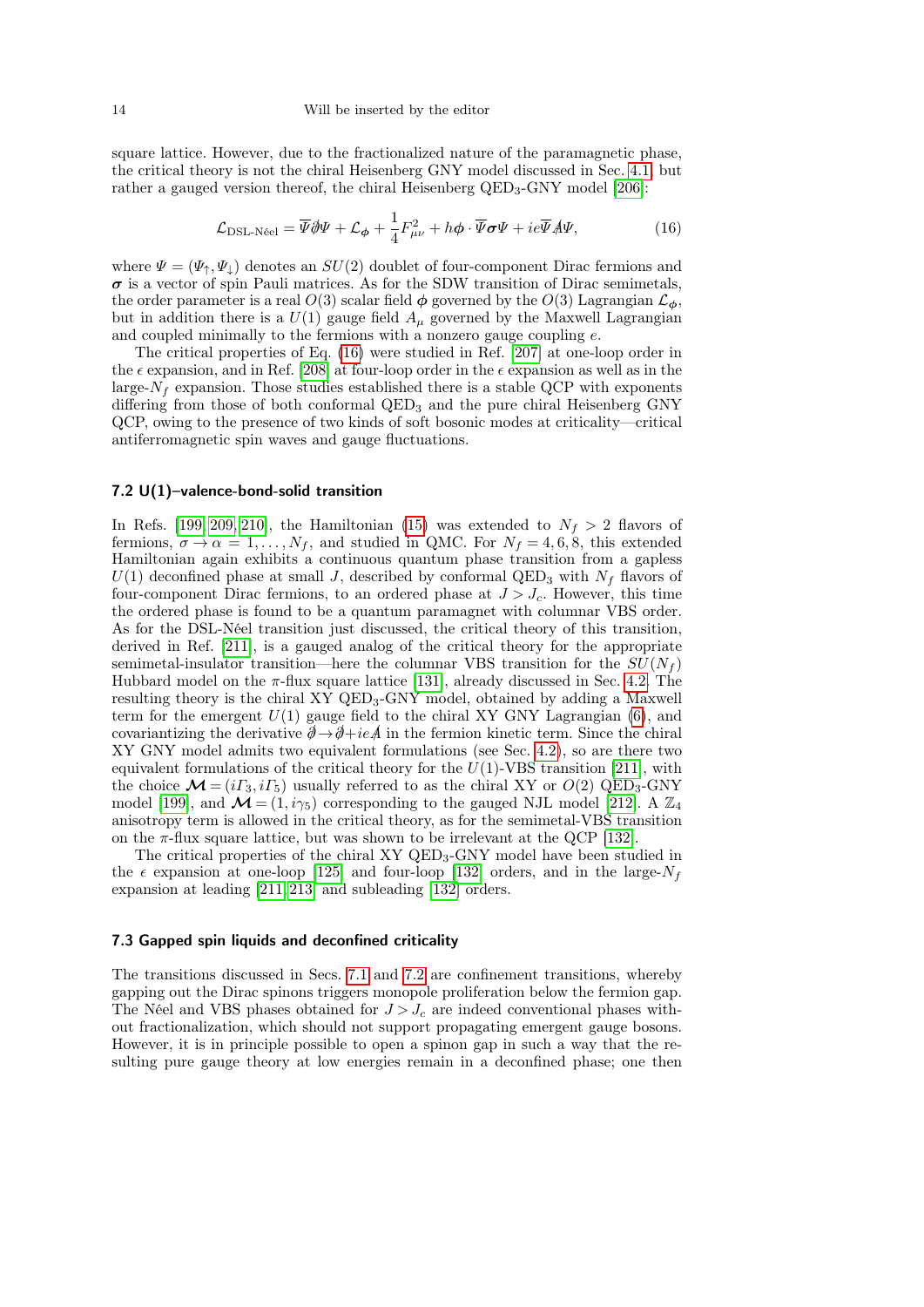square lattice. However, due to the fractionalized nature of the paramagnetic phase, the critical theory is not the chiral Heisenberg GNY model discussed in Sec. 4.1, but rather a gauged version thereof, the chiral Heisenberg QED$_3$-GNY model [206]:

$$\mathcal{L}_{\text{DSL-Néel}} = \overline{\Psi}\partial\!\!\!/\Psi + \mathcal{L}_{\boldsymbol{\phi}} + \frac{1}{4}F_{\mu\nu}^2 + h\boldsymbol{\phi}\cdot\overline{\Psi}\boldsymbol{\sigma}\Psi + ie\overline{\Psi}A\!\!\!/\Psi, \tag{16}$$

where $\Psi = (\Psi_\uparrow, \Psi_\downarrow)$ denotes an $SU(2)$ doublet of four-component Dirac fermions and $\boldsymbol{\sigma}$ is a vector of spin Pauli matrices. As for the SDW transition of Dirac semimetals, the order parameter is a real $O(3)$ scalar field $\boldsymbol{\phi}$ governed by the $O(3)$ Lagrangian $\mathcal{L}_{\boldsymbol{\phi}}$, but in addition there is a $U(1)$ gauge field $A_\mu$ governed by the Maxwell Lagrangian and coupled minimally to the fermions with a nonzero gauge coupling $e$.

The critical properties of Eq. (16) were studied in Ref. [207] at one-loop order in the $\epsilon$ expansion, and in Ref. [208] at four-loop order in the $\epsilon$ expansion as well as in the large-$N_f$ expansion. Those studies established there is a stable QCP with exponents differing from those of both conformal QED$_3$ and the pure chiral Heisenberg GNY QCP, owing to the presence of two kinds of soft bosonic modes at criticality—critical antiferromagnetic spin waves and gauge fluctuations.

### 7.2 U(1)–valence-bond-solid transition

In Refs. [199, 209, 210], the Hamiltonian (15) was extended to $N_f > 2$ flavors of fermions, $\sigma \to \alpha = 1, \ldots, N_f$, and studied in QMC. For $N_f = 4, 6, 8$, this extended Hamiltonian again exhibits a continuous quantum phase transition from a gapless $U(1)$ deconfined phase at small $J$, described by conformal QED$_3$ with $N_f$ flavors of four-component Dirac fermions, to an ordered phase at $J > J_c$. However, this time the ordered phase is found to be a quantum paramagnet with columnar VBS order. As for the DSL-Néel transition just discussed, the critical theory of this transition, derived in Ref. [211], is a gauged analog of the critical theory for the appropriate semimetal-insulator transition—here the columnar VBS transition for the $SU(N_f)$ Hubbard model on the $\pi$-flux square lattice [131], already discussed in Sec. 4.2. The resulting theory is the chiral XY QED$_3$-GNY model, obtained by adding a Maxwell term for the emergent $U(1)$ gauge field to the chiral XY GNY Lagrangian (6), and covariantizing the derivative $\partial\!\!\!/ \to \partial\!\!\!/ + ieA\!\!\!/$ in the fermion kinetic term. Since the chiral XY GNY model admits two equivalent formulations (see Sec. 4.2), so are there two equivalent formulations of the critical theory for the $U(1)$-VBS transition [211], with the choice $\boldsymbol{\mathcal{M}} = (i\Gamma_3, i\Gamma_5)$ usually referred to as the chiral XY or $O(2)$ QED$_3$-GNY model [199], and $\boldsymbol{\mathcal{M}} = (1, i\gamma_5)$ corresponding to the gauged NJL model [212]. A $\mathbb{Z}_4$ anisotropy term is allowed in the critical theory, as for the semimetal-VBS transition on the $\pi$-flux square lattice, but was shown to be irrelevant at the QCP [132].

The critical properties of the chiral XY QED$_3$-GNY model have been studied in the $\epsilon$ expansion at one-loop [125] and four-loop [132] orders, and in the large-$N_f$ expansion at leading [211, 213] and subleading [132] orders.

### 7.3 Gapped spin liquids and deconfined criticality

The transitions discussed in Secs. 7.1 and 7.2 are confinement transitions, whereby gapping out the Dirac spinons triggers monopole proliferation below the fermion gap. The Néel and VBS phases obtained for $J > J_c$ are indeed conventional phases without fractionalization, which should not support propagating emergent gauge bosons. However, it is in principle possible to open a spinon gap in such a way that the resulting pure gauge theory at low energies remain in a deconfined phase; one then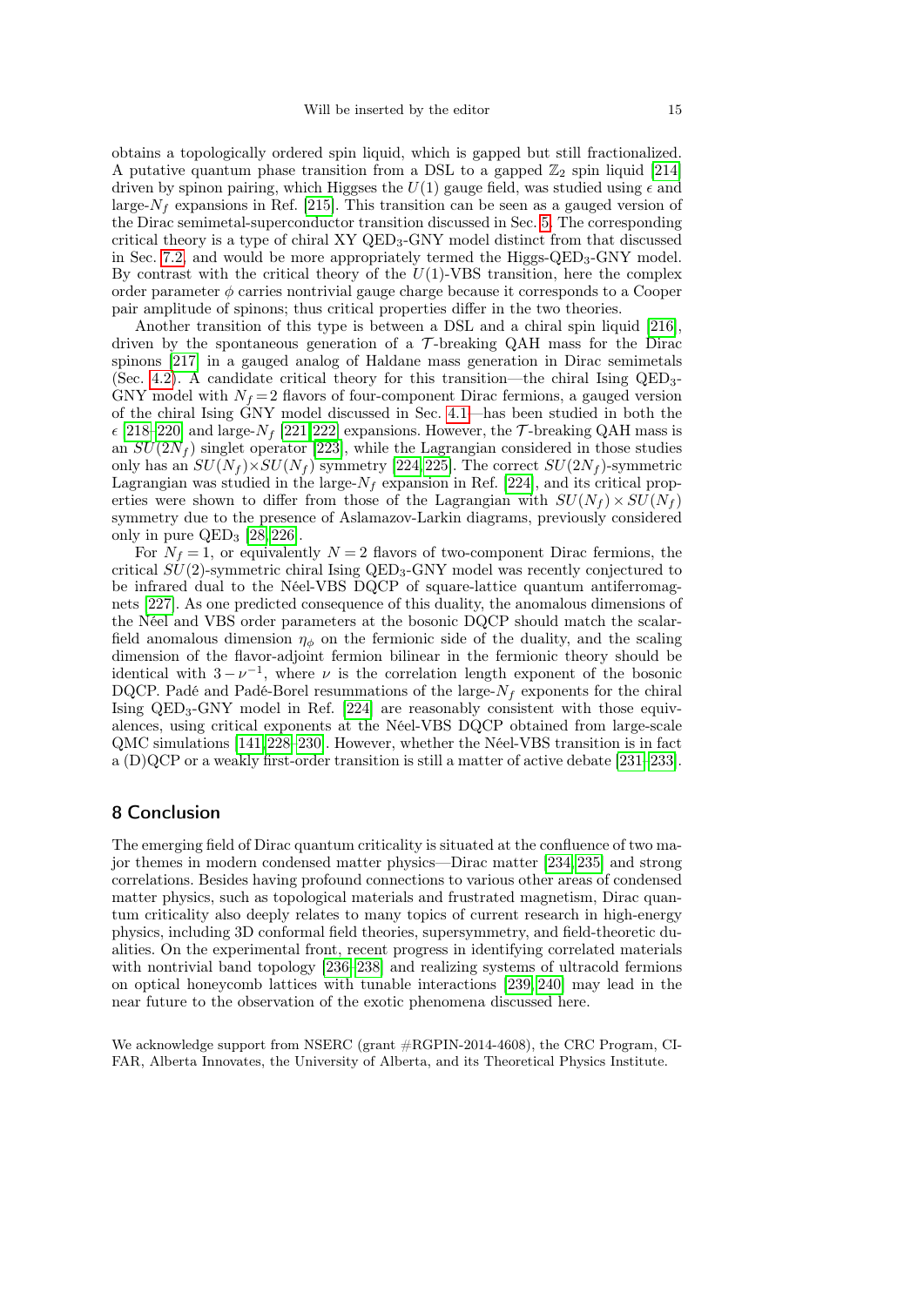obtains a topologically ordered spin liquid, which is gapped but still fractionalized. A putative quantum phase transition from a DSL to a gapped $\mathbb{Z}_2$ spin liquid [214] driven by spinon pairing, which Higgses the $U(1)$ gauge field, was studied using $\epsilon$ and large-$N_f$ expansions in Ref. [215]. This transition can be seen as a gauged version of the Dirac semimetal-superconductor transition discussed in Sec. 5. The corresponding critical theory is a type of chiral XY QED$_3$-GNY model distinct from that discussed in Sec. 7.2, and would be more appropriately termed the Higgs-QED$_3$-GNY model. By contrast with the critical theory of the $U(1)$-VBS transition, here the complex order parameter $\phi$ carries nontrivial gauge charge because it corresponds to a Cooper pair amplitude of spinons; thus critical properties differ in the two theories.

Another transition of this type is between a DSL and a chiral spin liquid [216], driven by the spontaneous generation of a $\mathcal{T}$-breaking QAH mass for the Dirac spinons [217] in a gauged analog of Haldane mass generation in Dirac semimetals (Sec. 4.2). A candidate critical theory for this transition—the chiral Ising QED$_3$-GNY model with $N_f = 2$ flavors of four-component Dirac fermions, a gauged version of the chiral Ising GNY model discussed in Sec. 4.1—has been studied in both the $\epsilon$ [218–220] and large-$N_f$ [221,222] expansions. However, the $\mathcal{T}$-breaking QAH mass is an $SU(2N_f)$ singlet operator [223], while the Lagrangian considered in those studies only has an $SU(N_f)\times SU(N_f)$ symmetry [224,225]. The correct $SU(2N_f)$-symmetric Lagrangian was studied in the large-$N_f$ expansion in Ref. [224], and its critical properties were shown to differ from those of the Lagrangian with $SU(N_f)\times SU(N_f)$ symmetry due to the presence of Aslamazov-Larkin diagrams, previously considered only in pure QED$_3$ [28,226].

For $N_f = 1$, or equivalently $N = 2$ flavors of two-component Dirac fermions, the critical $SU(2)$-symmetric chiral Ising QED$_3$-GNY model was recently conjectured to be infrared dual to the Néel-VBS DQCP of square-lattice quantum antiferromagnets [227]. As one predicted consequence of this duality, the anomalous dimensions of the Néel and VBS order parameters at the bosonic DQCP should match the scalar-field anomalous dimension $\eta_\phi$ on the fermionic side of the duality, and the scaling dimension of the flavor-adjoint fermion bilinear in the fermionic theory should be identical with $3-\nu^{-1}$, where $\nu$ is the correlation length exponent of the bosonic DQCP. Padé and Padé-Borel resummations of the large-$N_f$ exponents for the chiral Ising QED$_3$-GNY model in Ref. [224] are reasonably consistent with those equivalences, using critical exponents at the Néel-VBS DQCP obtained from large-scale QMC simulations [141,228–230]. However, whether the Néel-VBS transition is in fact a (D)QCP or a weakly first-order transition is still a matter of active debate [231–233].

## 8 Conclusion

The emerging field of Dirac quantum criticality is situated at the confluence of two major themes in modern condensed matter physics—Dirac matter [234,235] and strong correlations. Besides having profound connections to various other areas of condensed matter physics, such as topological materials and frustrated magnetism, Dirac quantum criticality also deeply relates to many topics of current research in high-energy physics, including 3D conformal field theories, supersymmetry, and field-theoretic dualities. On the experimental front, recent progress in identifying correlated materials with nontrivial band topology [236–238] and realizing systems of ultracold fermions on optical honeycomb lattices with tunable interactions [239,240] may lead in the near future to the observation of the exotic phenomena discussed here.

We acknowledge support from NSERC (grant #RGPIN-2014-4608), the CRC Program, CIFAR, Alberta Innovates, the University of Alberta, and its Theoretical Physics Institute.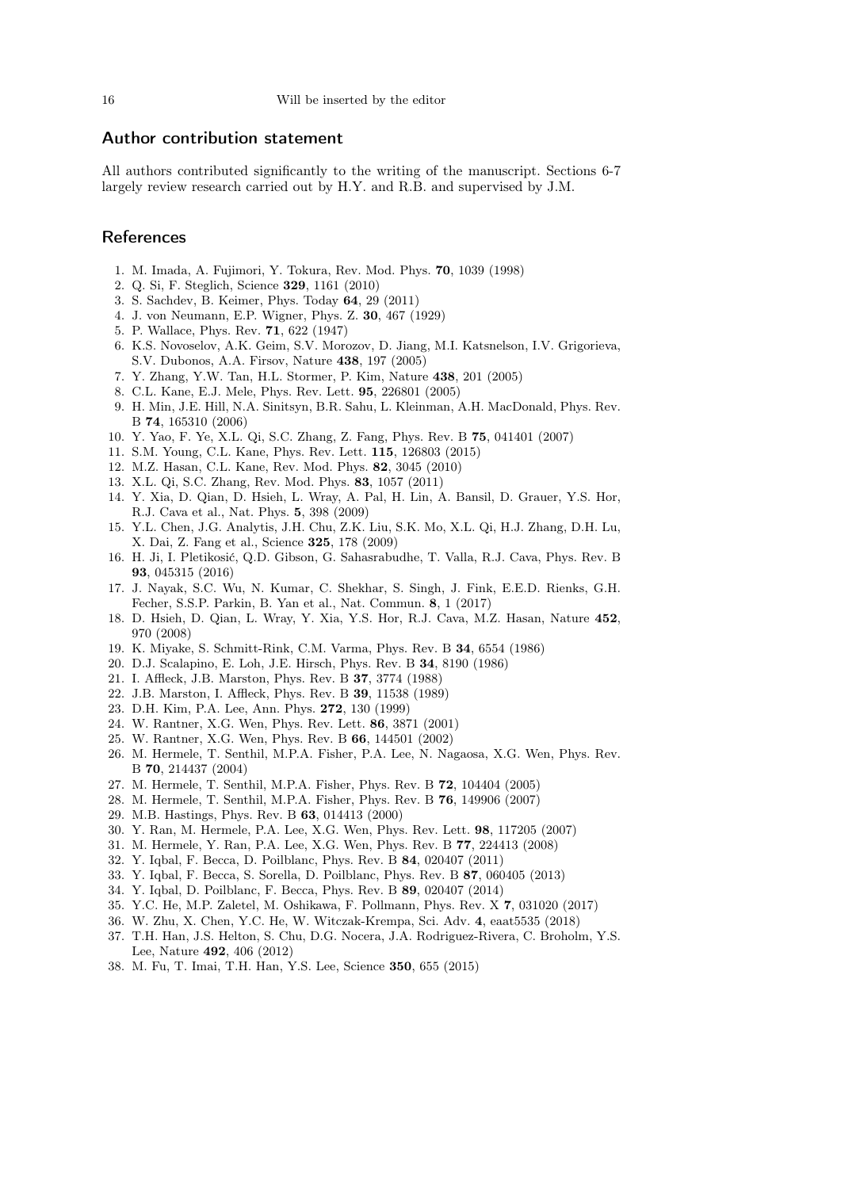## Author contribution statement

All authors contributed significantly to the writing of the manuscript. Sections 6-7 largely review research carried out by H.Y. and R.B. and supervised by J.M.

## References

1. M. Imada, A. Fujimori, Y. Tokura, Rev. Mod. Phys. **70**, 1039 (1998)
2. Q. Si, F. Steglich, Science **329**, 1161 (2010)
3. S. Sachdev, B. Keimer, Phys. Today **64**, 29 (2011)
4. J. von Neumann, E.P. Wigner, Phys. Z. **30**, 467 (1929)
5. P. Wallace, Phys. Rev. **71**, 622 (1947)
6. K.S. Novoselov, A.K. Geim, S.V. Morozov, D. Jiang, M.I. Katsnelson, I.V. Grigorieva, S.V. Dubonos, A.A. Firsov, Nature **438**, 197 (2005)
7. Y. Zhang, Y.W. Tan, H.L. Stormer, P. Kim, Nature **438**, 201 (2005)
8. C.L. Kane, E.J. Mele, Phys. Rev. Lett. **95**, 226801 (2005)
9. H. Min, J.E. Hill, N.A. Sinitsyn, B.R. Sahu, L. Kleinman, A.H. MacDonald, Phys. Rev. B **74**, 165310 (2006)
10. Y. Yao, F. Ye, X.L. Qi, S.C. Zhang, Z. Fang, Phys. Rev. B **75**, 041401 (2007)
11. S.M. Young, C.L. Kane, Phys. Rev. Lett. **115**, 126803 (2015)
12. M.Z. Hasan, C.L. Kane, Rev. Mod. Phys. **82**, 3045 (2010)
13. X.L. Qi, S.C. Zhang, Rev. Mod. Phys. **83**, 1057 (2011)
14. Y. Xia, D. Qian, D. Hsieh, L. Wray, A. Pal, H. Lin, A. Bansil, D. Grauer, Y.S. Hor, R.J. Cava et al., Nat. Phys. **5**, 398 (2009)
15. Y.L. Chen, J.G. Analytis, J.H. Chu, Z.K. Liu, S.K. Mo, X.L. Qi, H.J. Zhang, D.H. Lu, X. Dai, Z. Fang et al., Science **325**, 178 (2009)
16. H. Ji, I. Pletikosić, Q.D. Gibson, G. Sahasrabudhe, T. Valla, R.J. Cava, Phys. Rev. B **93**, 045315 (2016)
17. J. Nayak, S.C. Wu, N. Kumar, C. Shekhar, S. Singh, J. Fink, E.E.D. Rienks, G.H. Fecher, S.S.P. Parkin, B. Yan et al., Nat. Commun. **8**, 1 (2017)
18. D. Hsieh, D. Qian, L. Wray, Y. Xia, Y.S. Hor, R.J. Cava, M.Z. Hasan, Nature **452**, 970 (2008)
19. K. Miyake, S. Schmitt-Rink, C.M. Varma, Phys. Rev. B **34**, 6554 (1986)
20. D.J. Scalapino, E. Loh, J.E. Hirsch, Phys. Rev. B **34**, 8190 (1986)
21. I. Affleck, J.B. Marston, Phys. Rev. B **37**, 3774 (1988)
22. J.B. Marston, I. Affleck, Phys. Rev. B **39**, 11538 (1989)
23. D.H. Kim, P.A. Lee, Ann. Phys. **272**, 130 (1999)
24. W. Rantner, X.G. Wen, Phys. Rev. Lett. **86**, 3871 (2001)
25. W. Rantner, X.G. Wen, Phys. Rev. B **66**, 144501 (2002)
26. M. Hermele, T. Senthil, M.P.A. Fisher, P.A. Lee, N. Nagaosa, X.G. Wen, Phys. Rev. B **70**, 214437 (2004)
27. M. Hermele, T. Senthil, M.P.A. Fisher, Phys. Rev. B **72**, 104404 (2005)
28. M. Hermele, T. Senthil, M.P.A. Fisher, Phys. Rev. B **76**, 149906 (2007)
29. M.B. Hastings, Phys. Rev. B **63**, 014413 (2000)
30. Y. Ran, M. Hermele, P.A. Lee, X.G. Wen, Phys. Rev. Lett. **98**, 117205 (2007)
31. M. Hermele, Y. Ran, P.A. Lee, X.G. Wen, Phys. Rev. B **77**, 224413 (2008)
32. Y. Iqbal, F. Becca, D. Poilblanc, Phys. Rev. B **84**, 020407 (2011)
33. Y. Iqbal, F. Becca, S. Sorella, D. Poilblanc, Phys. Rev. B **87**, 060405 (2013)
34. Y. Iqbal, D. Poilblanc, F. Becca, Phys. Rev. B **89**, 020407 (2014)
35. Y.C. He, M.P. Zaletel, M. Oshikawa, F. Pollmann, Phys. Rev. X **7**, 031020 (2017)
36. W. Zhu, X. Chen, Y.C. He, W. Witczak-Krempa, Sci. Adv. **4**, eaat5535 (2018)
37. T.H. Han, J.S. Helton, S. Chu, D.G. Nocera, J.A. Rodriguez-Rivera, C. Broholm, Y.S. Lee, Nature **492**, 406 (2012)
38. M. Fu, T. Imai, T.H. Han, Y.S. Lee, Science **350**, 655 (2015)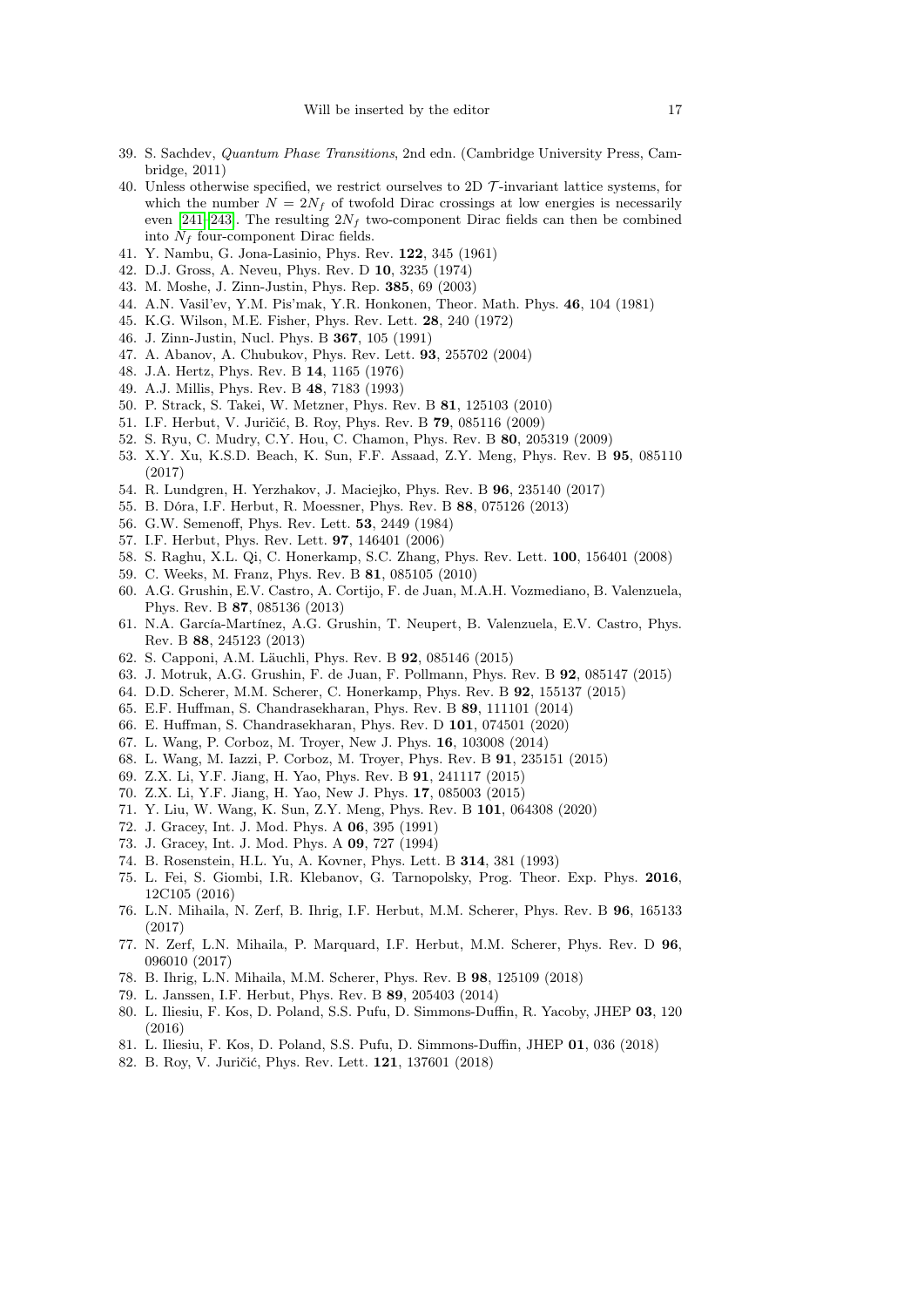39. S. Sachdev, *Quantum Phase Transitions*, 2nd edn. (Cambridge University Press, Cambridge, 2011)
40. Unless otherwise specified, we restrict ourselves to 2D $\mathcal{T}$-invariant lattice systems, for which the number $N = 2N_f$ of twofold Dirac crossings at low energies is necessarily even [241]–[243]. The resulting $2N_f$ two-component Dirac fields can then be combined into $N_f$ four-component Dirac fields.
41. Y. Nambu, G. Jona-Lasinio, Phys. Rev. **122**, 345 (1961)
42. D.J. Gross, A. Neveu, Phys. Rev. D **10**, 3235 (1974)
43. M. Moshe, J. Zinn-Justin, Phys. Rep. **385**, 69 (2003)
44. A.N. Vasil'ev, Y.M. Pis'mak, Y.R. Honkonen, Theor. Math. Phys. **46**, 104 (1981)
45. K.G. Wilson, M.E. Fisher, Phys. Rev. Lett. **28**, 240 (1972)
46. J. Zinn-Justin, Nucl. Phys. B **367**, 105 (1991)
47. A. Abanov, A. Chubukov, Phys. Rev. Lett. **93**, 255702 (2004)
48. J.A. Hertz, Phys. Rev. B **14**, 1165 (1976)
49. A.J. Millis, Phys. Rev. B **48**, 7183 (1993)
50. P. Strack, S. Takei, W. Metzner, Phys. Rev. B **81**, 125103 (2010)
51. I.F. Herbut, V. Juričić, B. Roy, Phys. Rev. B **79**, 085116 (2009)
52. S. Ryu, C. Mudry, C.Y. Hou, C. Chamon, Phys. Rev. B **80**, 205319 (2009)
53. X.Y. Xu, K.S.D. Beach, K. Sun, F.F. Assaad, Z.Y. Meng, Phys. Rev. B **95**, 085110 (2017)
54. R. Lundgren, H. Yerzhakov, J. Maciejko, Phys. Rev. B **96**, 235140 (2017)
55. B. Dóra, I.F. Herbut, R. Moessner, Phys. Rev. B **88**, 075126 (2013)
56. G.W. Semenoff, Phys. Rev. Lett. **53**, 2449 (1984)
57. I.F. Herbut, Phys. Rev. Lett. **97**, 146401 (2006)
58. S. Raghu, X.L. Qi, C. Honerkamp, S.C. Zhang, Phys. Rev. Lett. **100**, 156401 (2008)
59. C. Weeks, M. Franz, Phys. Rev. B **81**, 085105 (2010)
60. A.G. Grushin, E.V. Castro, A. Cortijo, F. de Juan, M.A.H. Vozmediano, B. Valenzuela, Phys. Rev. B **87**, 085136 (2013)
61. N.A. García-Martínez, A.G. Grushin, T. Neupert, B. Valenzuela, E.V. Castro, Phys. Rev. B **88**, 245123 (2013)
62. S. Capponi, A.M. Läuchli, Phys. Rev. B **92**, 085146 (2015)
63. J. Motruk, A.G. Grushin, F. de Juan, F. Pollmann, Phys. Rev. B **92**, 085147 (2015)
64. D.D. Scherer, M.M. Scherer, C. Honerkamp, Phys. Rev. B **92**, 155137 (2015)
65. E.F. Huffman, S. Chandrasekharan, Phys. Rev. B **89**, 111101 (2014)
66. E. Huffman, S. Chandrasekharan, Phys. Rev. D **101**, 074501 (2020)
67. L. Wang, P. Corboz, M. Troyer, New J. Phys. **16**, 103008 (2014)
68. L. Wang, M. Iazzi, P. Corboz, M. Troyer, Phys. Rev. B **91**, 235151 (2015)
69. Z.X. Li, Y.F. Jiang, H. Yao, Phys. Rev. B **91**, 241117 (2015)
70. Z.X. Li, Y.F. Jiang, H. Yao, New J. Phys. **17**, 085003 (2015)
71. Y. Liu, W. Wang, K. Sun, Z.Y. Meng, Phys. Rev. B **101**, 064308 (2020)
72. J. Gracey, Int. J. Mod. Phys. A **06**, 395 (1991)
73. J. Gracey, Int. J. Mod. Phys. A **09**, 727 (1994)
74. B. Rosenstein, H.L. Yu, A. Kovner, Phys. Lett. B **314**, 381 (1993)
75. L. Fei, S. Giombi, I.R. Klebanov, G. Tarnopolsky, Prog. Theor. Exp. Phys. **2016**, 12C105 (2016)
76. L.N. Mihaila, N. Zerf, B. Ihrig, I.F. Herbut, M.M. Scherer, Phys. Rev. B **96**, 165133 (2017)
77. N. Zerf, L.N. Mihaila, P. Marquard, I.F. Herbut, M.M. Scherer, Phys. Rev. D **96**, 096010 (2017)
78. B. Ihrig, L.N. Mihaila, M.M. Scherer, Phys. Rev. B **98**, 125109 (2018)
79. L. Janssen, I.F. Herbut, Phys. Rev. B **89**, 205403 (2014)
80. L. Iliesiu, F. Kos, D. Poland, S.S. Pufu, D. Simmons-Duffin, R. Yacoby, JHEP **03**, 120 (2016)
81. L. Iliesiu, F. Kos, D. Poland, S.S. Pufu, D. Simmons-Duffin, JHEP **01**, 036 (2018)
82. B. Roy, V. Juričić, Phys. Rev. Lett. **121**, 137601 (2018)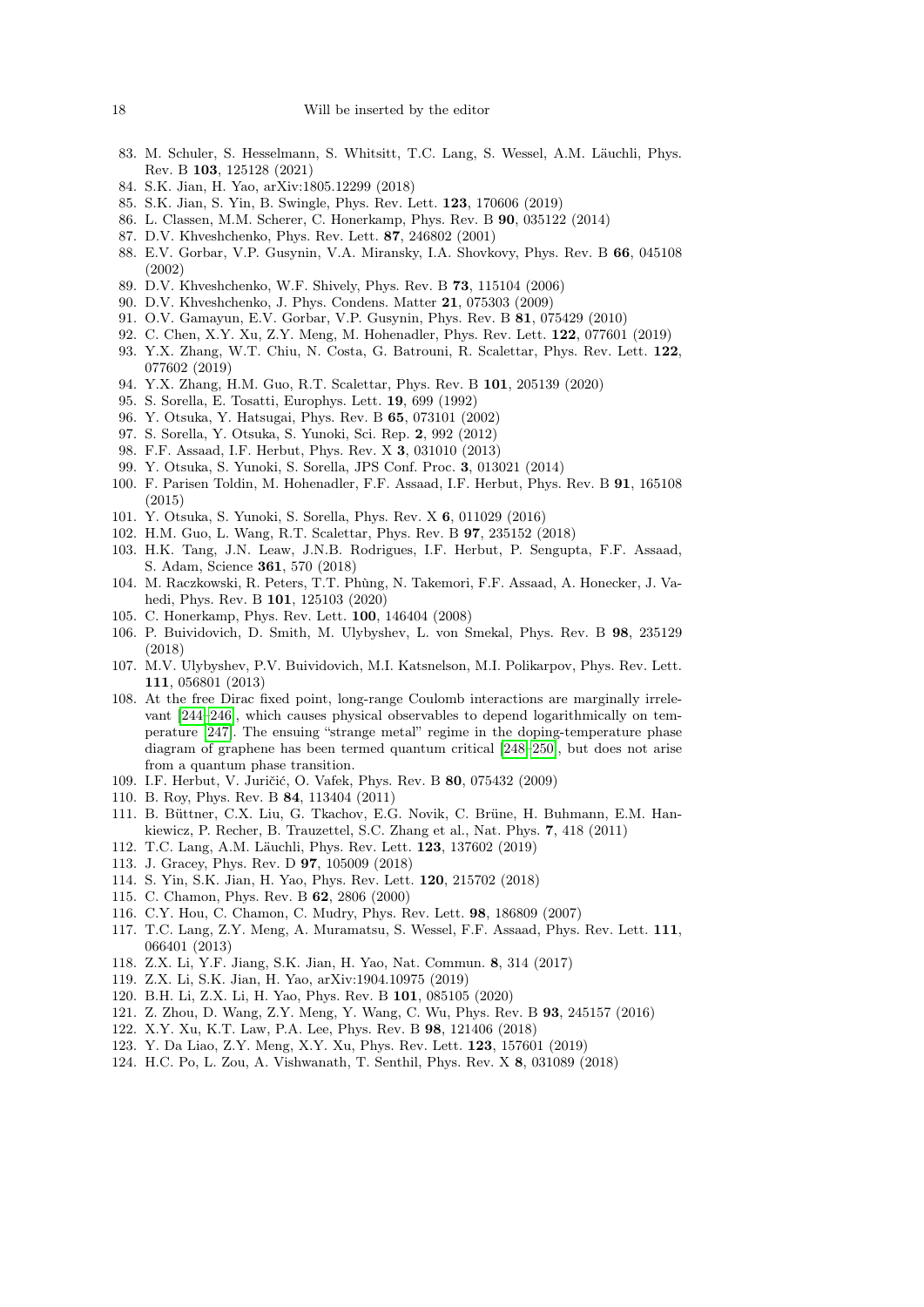83. M. Schuler, S. Hesselmann, S. Whitsitt, T.C. Lang, S. Wessel, A.M. Läuchli, Phys. Rev. B **103**, 125128 (2021)
84. S.K. Jian, H. Yao, arXiv:1805.12299 (2018)
85. S.K. Jian, S. Yin, B. Swingle, Phys. Rev. Lett. **123**, 170606 (2019)
86. L. Classen, M.M. Scherer, C. Honerkamp, Phys. Rev. B **90**, 035122 (2014)
87. D.V. Khveshchenko, Phys. Rev. Lett. **87**, 246802 (2001)
88. E.V. Gorbar, V.P. Gusynin, V.A. Miransky, I.A. Shovkovy, Phys. Rev. B **66**, 045108 (2002)
89. D.V. Khveshchenko, W.F. Shively, Phys. Rev. B **73**, 115104 (2006)
90. D.V. Khveshchenko, J. Phys. Condens. Matter **21**, 075303 (2009)
91. O.V. Gamayun, E.V. Gorbar, V.P. Gusynin, Phys. Rev. B **81**, 075429 (2010)
92. C. Chen, X.Y. Xu, Z.Y. Meng, M. Hohenadler, Phys. Rev. Lett. **122**, 077601 (2019)
93. Y.X. Zhang, W.T. Chiu, N. Costa, G. Batrouni, R. Scalettar, Phys. Rev. Lett. **122**, 077602 (2019)
94. Y.X. Zhang, H.M. Guo, R.T. Scalettar, Phys. Rev. B **101**, 205139 (2020)
95. S. Sorella, E. Tosatti, Europhys. Lett. **19**, 699 (1992)
96. Y. Otsuka, Y. Hatsugai, Phys. Rev. B **65**, 073101 (2002)
97. S. Sorella, Y. Otsuka, S. Yunoki, Sci. Rep. **2**, 992 (2012)
98. F.F. Assaad, I.F. Herbut, Phys. Rev. X **3**, 031010 (2013)
99. Y. Otsuka, S. Yunoki, S. Sorella, JPS Conf. Proc. **3**, 013021 (2014)
100. F. Parisen Toldin, M. Hohenadler, F.F. Assaad, I.F. Herbut, Phys. Rev. B **91**, 165108 (2015)
101. Y. Otsuka, S. Yunoki, S. Sorella, Phys. Rev. X **6**, 011029 (2016)
102. H.M. Guo, L. Wang, R.T. Scalettar, Phys. Rev. B **97**, 235152 (2018)
103. H.K. Tang, J.N. Leaw, J.N.B. Rodrigues, I.F. Herbut, P. Sengupta, F.F. Assaad, S. Adam, Science **361**, 570 (2018)
104. M. Raczkowski, R. Peters, T.T. Phùng, N. Takemori, F.F. Assaad, A. Honecker, J. Vahedi, Phys. Rev. B **101**, 125103 (2020)
105. C. Honerkamp, Phys. Rev. Lett. **100**, 146404 (2008)
106. P. Buividovich, D. Smith, M. Ulybyshev, L. von Smekal, Phys. Rev. B **98**, 235129 (2018)
107. M.V. Ulybyshev, P.V. Buividovich, M.I. Katsnelson, M.I. Polikarpov, Phys. Rev. Lett. **111**, 056801 (2013)
108. At the free Dirac fixed point, long-range Coulomb interactions are marginally irrelevant [244–246], which causes physical observables to depend logarithmically on temperature [247]. The ensuing "strange metal" regime in the doping-temperature phase diagram of graphene has been termed quantum critical [248–250], but does not arise from a quantum phase transition.
109. I.F. Herbut, V. Juričić, O. Vafek, Phys. Rev. B **80**, 075432 (2009)
110. B. Roy, Phys. Rev. B **84**, 113404 (2011)
111. B. Büttner, C.X. Liu, G. Tkachov, E.G. Novik, C. Brüne, H. Buhmann, E.M. Hankiewicz, P. Recher, B. Trauzettel, S.C. Zhang et al., Nat. Phys. **7**, 418 (2011)
112. T.C. Lang, A.M. Läuchli, Phys. Rev. Lett. **123**, 137602 (2019)
113. J. Gracey, Phys. Rev. D **97**, 105009 (2018)
114. S. Yin, S.K. Jian, H. Yao, Phys. Rev. Lett. **120**, 215702 (2018)
115. C. Chamon, Phys. Rev. B **62**, 2806 (2000)
116. C.Y. Hou, C. Chamon, C. Mudry, Phys. Rev. Lett. **98**, 186809 (2007)
117. T.C. Lang, Z.Y. Meng, A. Muramatsu, S. Wessel, F.F. Assaad, Phys. Rev. Lett. **111**, 066401 (2013)
118. Z.X. Li, Y.F. Jiang, S.K. Jian, H. Yao, Nat. Commun. **8**, 314 (2017)
119. Z.X. Li, S.K. Jian, H. Yao, arXiv:1904.10975 (2019)
120. B.H. Li, Z.X. Li, H. Yao, Phys. Rev. B **101**, 085105 (2020)
121. Z. Zhou, D. Wang, Z.Y. Meng, Y. Wang, C. Wu, Phys. Rev. B **93**, 245157 (2016)
122. X.Y. Xu, K.T. Law, P.A. Lee, Phys. Rev. B **98**, 121406 (2018)
123. Y. Da Liao, Z.Y. Meng, X.Y. Xu, Phys. Rev. Lett. **123**, 157601 (2019)
124. H.C. Po, L. Zou, A. Vishwanath, T. Senthil, Phys. Rev. X **8**, 031089 (2018)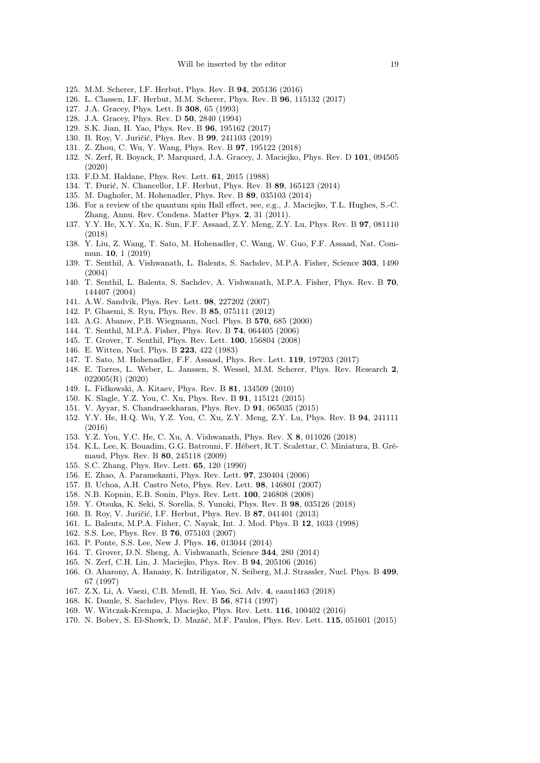125. M.M. Scherer, I.F. Herbut, Phys. Rev. B **94**, 205136 (2016)
126. L. Classen, I.F. Herbut, M.M. Scherer, Phys. Rev. B **96**, 115132 (2017)
127. J.A. Gracey, Phys. Lett. B **308**, 65 (1993)
128. J.A. Gracey, Phys. Rev. D **50**, 2840 (1994)
129. S.K. Jian, H. Yao, Phys. Rev. B **96**, 195162 (2017)
130. B. Roy, V. Juričić, Phys. Rev. B **99**, 241103 (2019)
131. Z. Zhou, C. Wu, Y. Wang, Phys. Rev. B **97**, 195122 (2018)
132. N. Zerf, R. Boyack, P. Marquard, J.A. Gracey, J. Maciejko, Phys. Rev. D **101**, 094505 (2020)
133. F.D.M. Haldane, Phys. Rev. Lett. **61**, 2015 (1988)
134. T. Đurić, N. Chancellor, I.F. Herbut, Phys. Rev. B **89**, 165123 (2014)
135. M. Daghofer, M. Hohenadler, Phys. Rev. B **89**, 035103 (2014)
136. For a review of the quantum spin Hall effect, see, e.g., J. Maciejko, T.L. Hughes, S.-C. Zhang, Annu. Rev. Condens. Matter Phys. **2**, 31 (2011).
137. Y.Y. He, X.Y. Xu, K. Sun, F.F. Assaad, Z.Y. Meng, Z.Y. Lu, Phys. Rev. B **97**, 081110 (2018)
138. Y. Liu, Z. Wang, T. Sato, M. Hohenadler, C. Wang, W. Guo, F.F. Assaad, Nat. Commun. **10**, 1 (2019)
139. T. Senthil, A. Vishwanath, L. Balents, S. Sachdev, M.P.A. Fisher, Science **303**, 1490 (2004)
140. T. Senthil, L. Balents, S. Sachdev, A. Vishwanath, M.P.A. Fisher, Phys. Rev. B **70**, 144407 (2004)
141. A.W. Sandvik, Phys. Rev. Lett. **98**, 227202 (2007)
142. P. Ghaemi, S. Ryu, Phys. Rev. B **85**, 075111 (2012)
143. A.G. Abanov, P.B. Wiegmann, Nucl. Phys. B **570**, 685 (2000)
144. T. Senthil, M.P.A. Fisher, Phys. Rev. B **74**, 064405 (2006)
145. T. Grover, T. Senthil, Phys. Rev. Lett. **100**, 156804 (2008)
146. E. Witten, Nucl. Phys. B **223**, 422 (1983)
147. T. Sato, M. Hohenadler, F.F. Assaad, Phys. Rev. Lett. **119**, 197203 (2017)
148. E. Torres, L. Weber, L. Janssen, S. Wessel, M.M. Scherer, Phys. Rev. Research **2**, 022005(R) (2020)
149. L. Fidkowski, A. Kitaev, Phys. Rev. B **81**, 134509 (2010)
150. K. Slagle, Y.Z. You, C. Xu, Phys. Rev. B **91**, 115121 (2015)
151. V. Ayyar, S. Chandrasekharan, Phys. Rev. D **91**, 065035 (2015)
152. Y.Y. He, H.Q. Wu, Y.Z. You, C. Xu, Z.Y. Meng, Z.Y. Lu, Phys. Rev. B **94**, 241111 (2016)
153. Y.Z. You, Y.C. He, C. Xu, A. Vishwanath, Phys. Rev. X **8**, 011026 (2018)
154. K.L. Lee, K. Bouadim, G.G. Batrouni, F. Hébert, R.T. Scalettar, C. Miniatura, B. Grémaud, Phys. Rev. B **80**, 245118 (2009)
155. S.C. Zhang, Phys. Rev. Lett. **65**, 120 (1990)
156. E. Zhao, A. Paramekanti, Phys. Rev. Lett. **97**, 230404 (2006)
157. B. Uchoa, A.H. Castro Neto, Phys. Rev. Lett. **98**, 146801 (2007)
158. N.B. Kopnin, E.B. Sonin, Phys. Rev. Lett. **100**, 246808 (2008)
159. Y. Otsuka, K. Seki, S. Sorella, S. Yunoki, Phys. Rev. B **98**, 035126 (2018)
160. B. Roy, V. Juričić, I.F. Herbut, Phys. Rev. B **87**, 041401 (2013)
161. L. Balents, M.P.A. Fisher, C. Nayak, Int. J. Mod. Phys. B **12**, 1033 (1998)
162. S.S. Lee, Phys. Rev. B **76**, 075103 (2007)
163. P. Ponte, S.S. Lee, New J. Phys. **16**, 013044 (2014)
164. T. Grover, D.N. Sheng, A. Vishwanath, Science **344**, 280 (2014)
165. N. Zerf, C.H. Lin, J. Maciejko, Phys. Rev. B **94**, 205106 (2016)
166. O. Aharony, A. Hanany, K. Intriligator, N. Seiberg, M.J. Strassler, Nucl. Phys. B **499**, 67 (1997)
167. Z.X. Li, A. Vaezi, C.B. Mendl, H. Yao, Sci. Adv. **4**, eaau1463 (2018)
168. K. Damle, S. Sachdev, Phys. Rev. B **56**, 8714 (1997)
169. W. Witczak-Krempa, J. Maciejko, Phys. Rev. Lett. **116**, 100402 (2016)
170. N. Bobev, S. El-Showk, D. Mazáč, M.F. Paulos, Phys. Rev. Lett. **115**, 051601 (2015)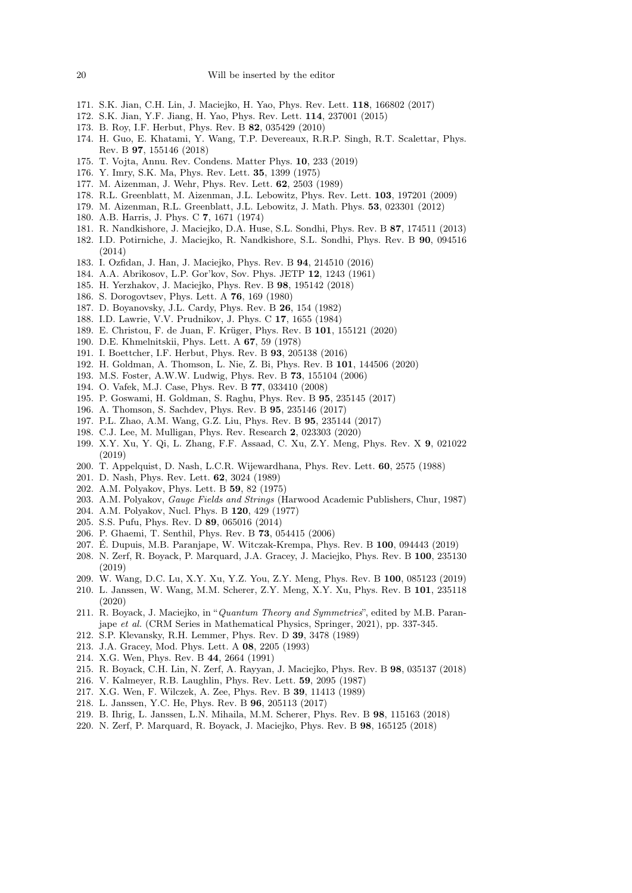171. S.K. Jian, C.H. Lin, J. Maciejko, H. Yao, Phys. Rev. Lett. **118**, 166802 (2017)
172. S.K. Jian, Y.F. Jiang, H. Yao, Phys. Rev. Lett. **114**, 237001 (2015)
173. B. Roy, I.F. Herbut, Phys. Rev. B **82**, 035429 (2010)
174. H. Guo, E. Khatami, Y. Wang, T.P. Devereaux, R.R.P. Singh, R.T. Scalettar, Phys. Rev. B **97**, 155146 (2018)
175. T. Vojta, Annu. Rev. Condens. Matter Phys. **10**, 233 (2019)
176. Y. Imry, S.K. Ma, Phys. Rev. Lett. **35**, 1399 (1975)
177. M. Aizenman, J. Wehr, Phys. Rev. Lett. **62**, 2503 (1989)
178. R.L. Greenblatt, M. Aizenman, J.L. Lebowitz, Phys. Rev. Lett. **103**, 197201 (2009)
179. M. Aizenman, R.L. Greenblatt, J.L. Lebowitz, J. Math. Phys. **53**, 023301 (2012)
180. A.B. Harris, J. Phys. C **7**, 1671 (1974)
181. R. Nandkishore, J. Maciejko, D.A. Huse, S.L. Sondhi, Phys. Rev. B **87**, 174511 (2013)
182. I.D. Potirniche, J. Maciejko, R. Nandkishore, S.L. Sondhi, Phys. Rev. B **90**, 094516 (2014)
183. I. Ozfidan, J. Han, J. Maciejko, Phys. Rev. B **94**, 214510 (2016)
184. A.A. Abrikosov, L.P. Gor'kov, Sov. Phys. JETP **12**, 1243 (1961)
185. H. Yerzhakov, J. Maciejko, Phys. Rev. B **98**, 195142 (2018)
186. S. Dorogovtsev, Phys. Lett. A **76**, 169 (1980)
187. D. Boyanovsky, J.L. Cardy, Phys. Rev. B **26**, 154 (1982)
188. I.D. Lawrie, V.V. Prudnikov, J. Phys. C **17**, 1655 (1984)
189. E. Christou, F. de Juan, F. Krüger, Phys. Rev. B **101**, 155121 (2020)
190. D.E. Khmelnitskii, Phys. Lett. A **67**, 59 (1978)
191. I. Boettcher, I.F. Herbut, Phys. Rev. B **93**, 205138 (2016)
192. H. Goldman, A. Thomson, L. Nie, Z. Bi, Phys. Rev. B **101**, 144506 (2020)
193. M.S. Foster, A.W.W. Ludwig, Phys. Rev. B **73**, 155104 (2006)
194. O. Vafek, M.J. Case, Phys. Rev. B **77**, 033410 (2008)
195. P. Goswami, H. Goldman, S. Raghu, Phys. Rev. B **95**, 235145 (2017)
196. A. Thomson, S. Sachdev, Phys. Rev. B **95**, 235146 (2017)
197. P.L. Zhao, A.M. Wang, G.Z. Liu, Phys. Rev. B **95**, 235144 (2017)
198. C.J. Lee, M. Mulligan, Phys. Rev. Research **2**, 023303 (2020)
199. X.Y. Xu, Y. Qi, L. Zhang, F.F. Assaad, C. Xu, Z.Y. Meng, Phys. Rev. X **9**, 021022 (2019)
200. T. Appelquist, D. Nash, L.C.R. Wijewardhana, Phys. Rev. Lett. **60**, 2575 (1988)
201. D. Nash, Phys. Rev. Lett. **62**, 3024 (1989)
202. A.M. Polyakov, Phys. Lett. B **59**, 82 (1975)
203. A.M. Polyakov, *Gauge Fields and Strings* (Harwood Academic Publishers, Chur, 1987)
204. A.M. Polyakov, Nucl. Phys. B **120**, 429 (1977)
205. S.S. Pufu, Phys. Rev. D **89**, 065016 (2014)
206. P. Ghaemi, T. Senthil, Phys. Rev. B **73**, 054415 (2006)
207. É. Dupuis, M.B. Paranjape, W. Witczak-Krempa, Phys. Rev. B **100**, 094443 (2019)
208. N. Zerf, R. Boyack, P. Marquard, J.A. Gracey, J. Maciejko, Phys. Rev. B **100**, 235130 (2019)
209. W. Wang, D.C. Lu, X.Y. Xu, Y.Z. You, Z.Y. Meng, Phys. Rev. B **100**, 085123 (2019)
210. L. Janssen, W. Wang, M.M. Scherer, Z.Y. Meng, X.Y. Xu, Phys. Rev. B **101**, 235118 (2020)
211. R. Boyack, J. Maciejko, in "*Quantum Theory and Symmetries*", edited by M.B. Paranjape *et al.* (CRM Series in Mathematical Physics, Springer, 2021), pp. 337-345.
212. S.P. Klevansky, R.H. Lemmer, Phys. Rev. D **39**, 3478 (1989)
213. J.A. Gracey, Mod. Phys. Lett. A **08**, 2205 (1993)
214. X.G. Wen, Phys. Rev. B **44**, 2664 (1991)
215. R. Boyack, C.H. Lin, N. Zerf, A. Rayyan, J. Maciejko, Phys. Rev. B **98**, 035137 (2018)
216. V. Kalmeyer, R.B. Laughlin, Phys. Rev. Lett. **59**, 2095 (1987)
217. X.G. Wen, F. Wilczek, A. Zee, Phys. Rev. B **39**, 11413 (1989)
218. L. Janssen, Y.C. He, Phys. Rev. B **96**, 205113 (2017)
219. B. Ihrig, L. Janssen, L.N. Mihaila, M.M. Scherer, Phys. Rev. B **98**, 115163 (2018)
220. N. Zerf, P. Marquard, R. Boyack, J. Maciejko, Phys. Rev. B **98**, 165125 (2018)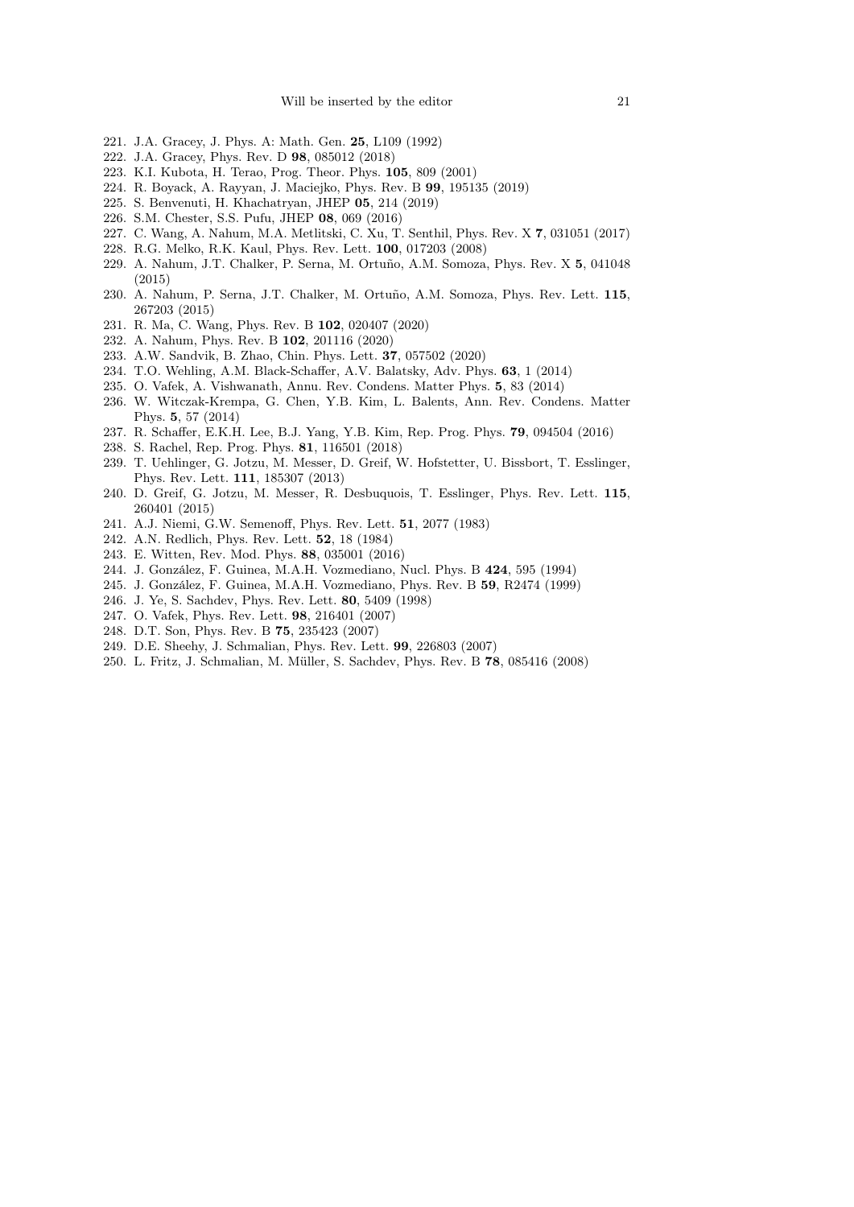221. J.A. Gracey, J. Phys. A: Math. Gen. **25**, L109 (1992)
222. J.A. Gracey, Phys. Rev. D **98**, 085012 (2018)
223. K.I. Kubota, H. Terao, Prog. Theor. Phys. **105**, 809 (2001)
224. R. Boyack, A. Rayyan, J. Maciejko, Phys. Rev. B **99**, 195135 (2019)
225. S. Benvenuti, H. Khachatryan, JHEP **05**, 214 (2019)
226. S.M. Chester, S.S. Pufu, JHEP **08**, 069 (2016)
227. C. Wang, A. Nahum, M.A. Metlitski, C. Xu, T. Senthil, Phys. Rev. X **7**, 031051 (2017)
228. R.G. Melko, R.K. Kaul, Phys. Rev. Lett. **100**, 017203 (2008)
229. A. Nahum, J.T. Chalker, P. Serna, M. Ortuño, A.M. Somoza, Phys. Rev. X **5**, 041048 (2015)
230. A. Nahum, P. Serna, J.T. Chalker, M. Ortuño, A.M. Somoza, Phys. Rev. Lett. **115**, 267203 (2015)
231. R. Ma, C. Wang, Phys. Rev. B **102**, 020407 (2020)
232. A. Nahum, Phys. Rev. B **102**, 201116 (2020)
233. A.W. Sandvik, B. Zhao, Chin. Phys. Lett. **37**, 057502 (2020)
234. T.O. Wehling, A.M. Black-Schaffer, A.V. Balatsky, Adv. Phys. **63**, 1 (2014)
235. O. Vafek, A. Vishwanath, Annu. Rev. Condens. Matter Phys. **5**, 83 (2014)
236. W. Witczak-Krempa, G. Chen, Y.B. Kim, L. Balents, Ann. Rev. Condens. Matter Phys. **5**, 57 (2014)
237. R. Schaffer, E.K.H. Lee, B.J. Yang, Y.B. Kim, Rep. Prog. Phys. **79**, 094504 (2016)
238. S. Rachel, Rep. Prog. Phys. **81**, 116501 (2018)
239. T. Uehlinger, G. Jotzu, M. Messer, D. Greif, W. Hofstetter, U. Bissbort, T. Esslinger, Phys. Rev. Lett. **111**, 185307 (2013)
240. D. Greif, G. Jotzu, M. Messer, R. Desbuquois, T. Esslinger, Phys. Rev. Lett. **115**, 260401 (2015)
241. A.J. Niemi, G.W. Semenoff, Phys. Rev. Lett. **51**, 2077 (1983)
242. A.N. Redlich, Phys. Rev. Lett. **52**, 18 (1984)
243. E. Witten, Rev. Mod. Phys. **88**, 035001 (2016)
244. J. González, F. Guinea, M.A.H. Vozmediano, Nucl. Phys. B **424**, 595 (1994)
245. J. González, F. Guinea, M.A.H. Vozmediano, Phys. Rev. B **59**, R2474 (1999)
246. J. Ye, S. Sachdev, Phys. Rev. Lett. **80**, 5409 (1998)
247. O. Vafek, Phys. Rev. Lett. **98**, 216401 (2007)
248. D.T. Son, Phys. Rev. B **75**, 235423 (2007)
249. D.E. Sheehy, J. Schmalian, Phys. Rev. Lett. **99**, 226803 (2007)
250. L. Fritz, J. Schmalian, M. Müller, S. Sachdev, Phys. Rev. B **78**, 085416 (2008)